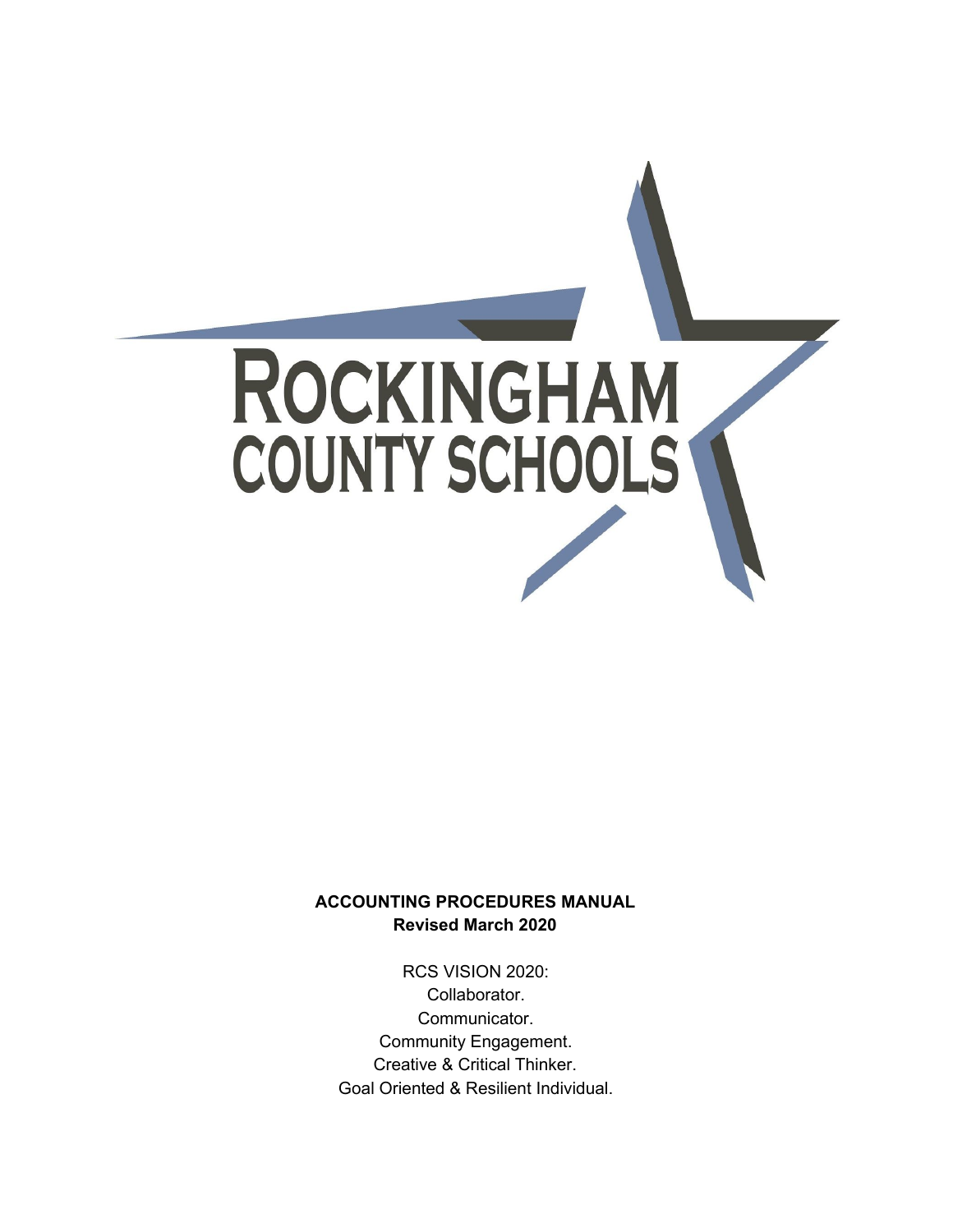# ROCKINGHAM COUNTY SCHOOLS

**ACCOUNTING PROCEDURES MANUAL**
**Revised March 2020**

RCS VISION 2020:
Collaborator.
Communicator.
Community Engagement.
Creative & Critical Thinker.
Goal Oriented & Resilient Individual.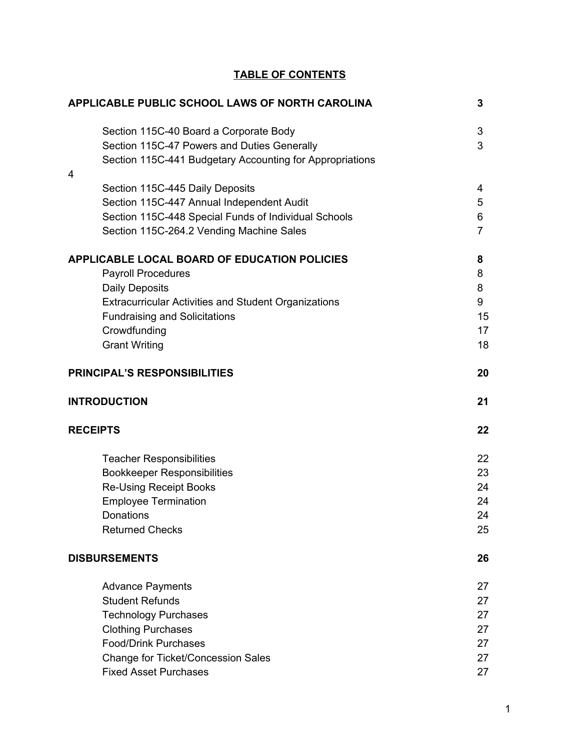# TABLE OF CONTENTS

| | |
|---|---|
| **APPLICABLE PUBLIC SCHOOL LAWS OF NORTH CAROLINA** | **3** |
| Section 115C-40 Board a Corporate Body | 3 |
| Section 115C-47 Powers and Duties Generally | 3 |
| Section 115C-441 Budgetary Accounting for Appropriations | 4 |
| Section 115C-445 Daily Deposits | 4 |
| Section 115C-447 Annual Independent Audit | 5 |
| Section 115C-448 Special Funds of Individual Schools | 6 |
| Section 115C-264.2 Vending Machine Sales | 7 |
| **APPLICABLE LOCAL BOARD OF EDUCATION POLICIES** | **8** |
| Payroll Procedures | 8 |
| Daily Deposits | 8 |
| Extracurricular Activities and Student Organizations | 9 |
| Fundraising and Solicitations | 15 |
| Crowdfunding | 17 |
| Grant Writing | 18 |
| **PRINCIPAL'S RESPONSIBILITIES** | **20** |
| **INTRODUCTION** | **21** |
| **RECEIPTS** | **22** |
| Teacher Responsibilities | 22 |
| Bookkeeper Responsibilities | 23 |
| Re-Using Receipt Books | 24 |
| Employee Termination | 24 |
| Donations | 24 |
| Returned Checks | 25 |
| **DISBURSEMENTS** | **26** |
| Advance Payments | 27 |
| Student Refunds | 27 |
| Technology Purchases | 27 |
| Clothing Purchases | 27 |
| Food/Drink Purchases | 27 |
| Change for Ticket/Concession Sales | 27 |
| Fixed Asset Purchases | 27 |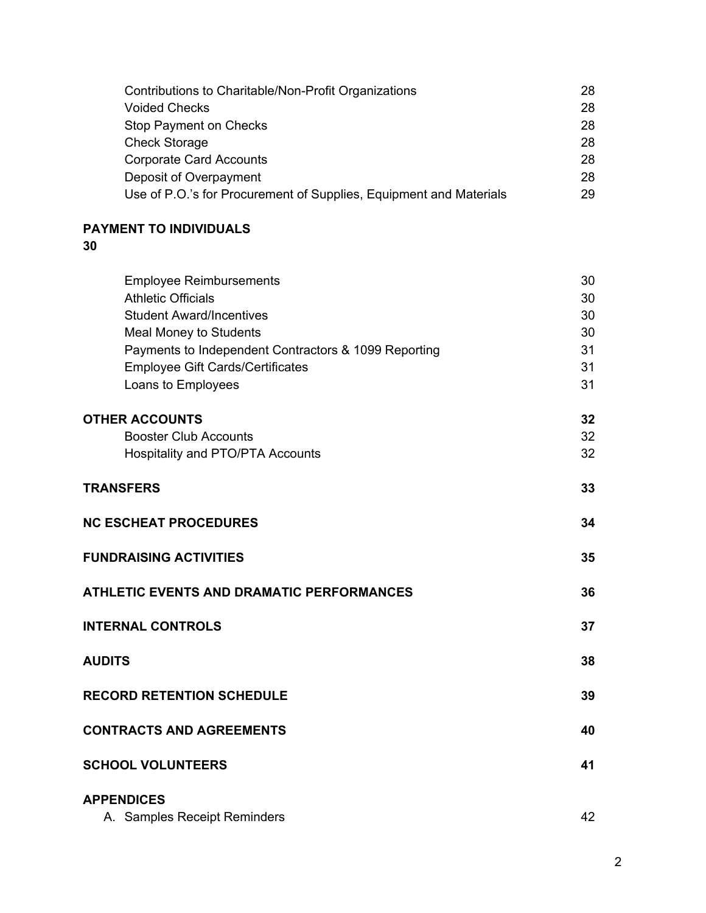| | |
|---|---|
| Contributions to Charitable/Non-Profit Organizations | 28 |
| Voided Checks | 28 |
| Stop Payment on Checks | 28 |
| Check Storage | 28 |
| Corporate Card Accounts | 28 |
| Deposit of Overpayment | 28 |
| Use of P.O.'s for Procurement of Supplies, Equipment and Materials | 29 |

**PAYMENT TO INDIVIDUALS**
**30**

| | |
|---|---|
| Employee Reimbursements | 30 |
| Athletic Officials | 30 |
| Student Award/Incentives | 30 |
| Meal Money to Students | 30 |
| Payments to Independent Contractors & 1099 Reporting | 31 |
| Employee Gift Cards/Certificates | 31 |
| Loans to Employees | 31 |

| | |
|---|---|
| **OTHER ACCOUNTS** | **32** |
| Booster Club Accounts | 32 |
| Hospitality and PTO/PTA Accounts | 32 |
| **TRANSFERS** | **33** |
| **NC ESCHEAT PROCEDURES** | **34** |
| **FUNDRAISING ACTIVITIES** | **35** |
| **ATHLETIC EVENTS AND DRAMATIC PERFORMANCES** | **36** |
| **INTERNAL CONTROLS** | **37** |
| **AUDITS** | **38** |
| **RECORD RETENTION SCHEDULE** | **39** |
| **CONTRACTS AND AGREEMENTS** | **40** |
| **SCHOOL VOLUNTEERS** | **41** |

**APPENDICES**

| | |
|---|---|
| A. Samples Receipt Reminders | 42 |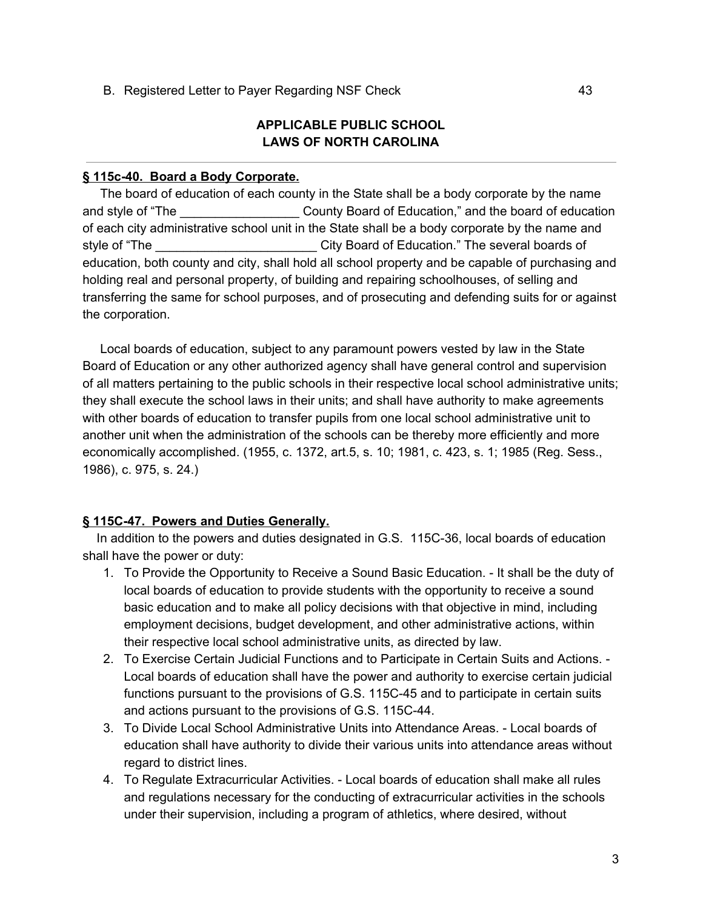B. Registered Letter to Payer Regarding NSF Check 43

## APPLICABLE PUBLIC SCHOOL LAWS OF NORTH CAROLINA

---

**§ 115c-40. Board a Body Corporate.**

The board of education of each county in the State shall be a body corporate by the name and style of "The _________________ County Board of Education," and the board of education of each city administrative school unit in the State shall be a body corporate by the name and style of "The _______________________ City Board of Education." The several boards of education, both county and city, shall hold all school property and be capable of purchasing and holding real and personal property, of building and repairing schoolhouses, of selling and transferring the same for school purposes, and of prosecuting and defending suits for or against the corporation.

Local boards of education, subject to any paramount powers vested by law in the State Board of Education or any other authorized agency shall have general control and supervision of all matters pertaining to the public schools in their respective local school administrative units; they shall execute the school laws in their units; and shall have authority to make agreements with other boards of education to transfer pupils from one local school administrative unit to another unit when the administration of the schools can be thereby more efficiently and more economically accomplished. (1955, c. 1372, art.5, s. 10; 1981, c. 423, s. 1; 1985 (Reg. Sess., 1986), c. 975, s. 24.)

**§ 115C-47. Powers and Duties Generally.**

In addition to the powers and duties designated in G.S. 115C-36, local boards of education shall have the power or duty:

1. To Provide the Opportunity to Receive a Sound Basic Education. - It shall be the duty of local boards of education to provide students with the opportunity to receive a sound basic education and to make all policy decisions with that objective in mind, including employment decisions, budget development, and other administrative actions, within their respective local school administrative units, as directed by law.
2. To Exercise Certain Judicial Functions and to Participate in Certain Suits and Actions. - Local boards of education shall have the power and authority to exercise certain judicial functions pursuant to the provisions of G.S. 115C-45 and to participate in certain suits and actions pursuant to the provisions of G.S. 115C-44.
3. To Divide Local School Administrative Units into Attendance Areas. - Local boards of education shall have authority to divide their various units into attendance areas without regard to district lines.
4. To Regulate Extracurricular Activities. - Local boards of education shall make all rules and regulations necessary for the conducting of extracurricular activities in the schools under their supervision, including a program of athletics, where desired, without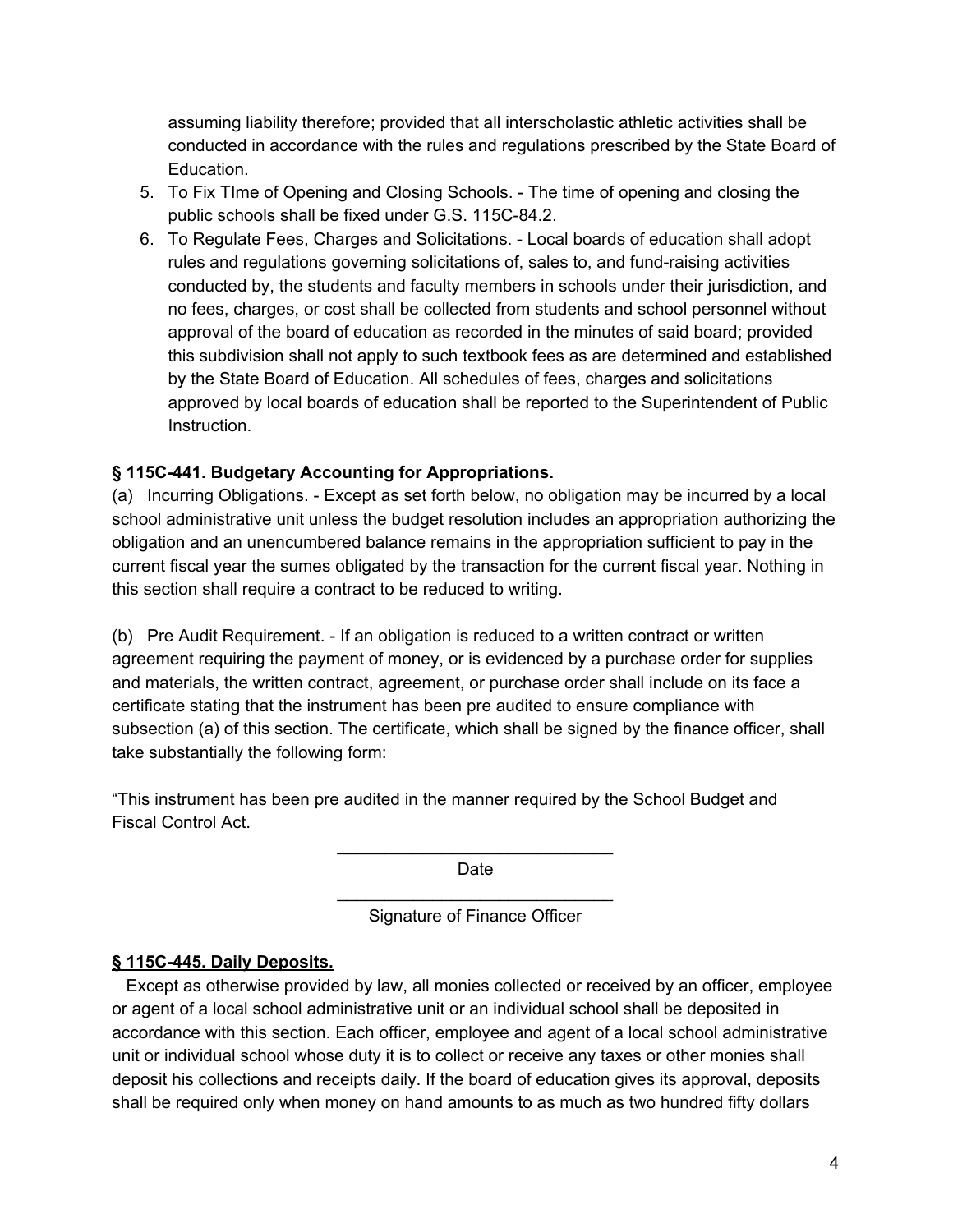assuming liability therefore; provided that all interscholastic athletic activities shall be conducted in accordance with the rules and regulations prescribed by the State Board of Education.

5. To Fix TIme of Opening and Closing Schools. - The time of opening and closing the public schools shall be fixed under G.S. 115C-84.2.
6. To Regulate Fees, Charges and Solicitations. - Local boards of education shall adopt rules and regulations governing solicitations of, sales to, and fund-raising activities conducted by, the students and faculty members in schools under their jurisdiction, and no fees, charges, or cost shall be collected from students and school personnel without approval of the board of education as recorded in the minutes of said board; provided this subdivision shall not apply to such textbook fees as are determined and established by the State Board of Education. All schedules of fees, charges and solicitations approved by local boards of education shall be reported to the Superintendent of Public Instruction.

**§ 115C-441. Budgetary Accounting for Appropriations.**

(a) Incurring Obligations. - Except as set forth below, no obligation may be incurred by a local school administrative unit unless the budget resolution includes an appropriation authorizing the obligation and an unencumbered balance remains in the appropriation sufficient to pay in the current fiscal year the sumes obligated by the transaction for the current fiscal year. Nothing in this section shall require a contract to be reduced to writing.

(b) Pre Audit Requirement. - If an obligation is reduced to a written contract or written agreement requiring the payment of money, or is evidenced by a purchase order for supplies and materials, the written contract, agreement, or purchase order shall include on its face a certificate stating that the instrument has been pre audited to ensure compliance with subsection (a) of this section. The certificate, which shall be signed by the finance officer, shall take substantially the following form:

"This instrument has been pre audited in the manner required by the School Budget and Fiscal Control Act.

______________________________
Date

______________________________
Signature of Finance Officer

**§ 115C-445. Daily Deposits.**

Except as otherwise provided by law, all monies collected or received by an officer, employee or agent of a local school administrative unit or an individual school shall be deposited in accordance with this section. Each officer, employee and agent of a local school administrative unit or individual school whose duty it is to collect or receive any taxes or other monies shall deposit his collections and receipts daily. If the board of education gives its approval, deposits shall be required only when money on hand amounts to as much as two hundred fifty dollars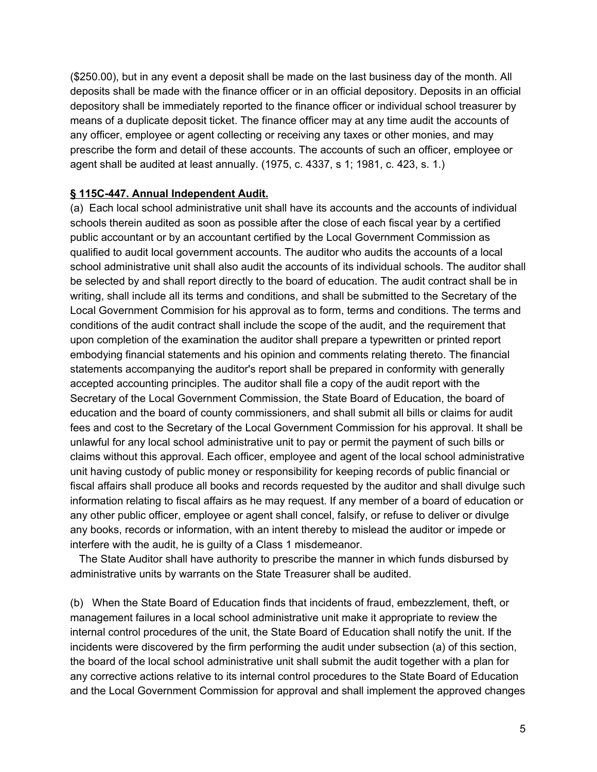($250.00), but in any event a deposit shall be made on the last business day of the month. All deposits shall be made with the finance officer or in an official depository. Deposits in an official depository shall be immediately reported to the finance officer or individual school treasurer by means of a duplicate deposit ticket. The finance officer may at any time audit the accounts of any officer, employee or agent collecting or receiving any taxes or other monies, and may prescribe the form and detail of these accounts. The accounts of such an officer, employee or agent shall be audited at least annually. (1975, c. 4337, s 1; 1981, c. 423, s. 1.)

**§ 115C-447. Annual Independent Audit.**

(a) Each local school administrative unit shall have its accounts and the accounts of individual schools therein audited as soon as possible after the close of each fiscal year by a certified public accountant or by an accountant certified by the Local Government Commission as qualified to audit local government accounts. The auditor who audits the accounts of a local school administrative unit shall also audit the accounts of its individual schools. The auditor shall be selected by and shall report directly to the board of education. The audit contract shall be in writing, shall include all its terms and conditions, and shall be submitted to the Secretary of the Local Government Commision for his approval as to form, terms and conditions. The terms and conditions of the audit contract shall include the scope of the audit, and the requirement that upon completion of the examination the auditor shall prepare a typewritten or printed report embodying financial statements and his opinion and comments relating thereto. The financial statements accompanying the auditor's report shall be prepared in conformity with generally accepted accounting principles. The auditor shall file a copy of the audit report with the Secretary of the Local Government Commission, the State Board of Education, the board of education and the board of county commissioners, and shall submit all bills or claims for audit fees and cost to the Secretary of the Local Government Commission for his approval. It shall be unlawful for any local school administrative unit to pay or permit the payment of such bills or claims without this approval. Each officer, employee and agent of the local school administrative unit having custody of public money or responsibility for keeping records of public financial or fiscal affairs shall produce all books and records requested by the auditor and shall divulge such information relating to fiscal affairs as he may request. If any member of a board of education or any other public officer, employee or agent shall concel, falsify, or refuse to deliver or divulge any books, records or information, with an intent thereby to mislead the auditor or impede or interfere with the audit, he is guilty of a Class 1 misdemeanor.

The State Auditor shall have authority to prescribe the manner in which funds disbursed by administrative units by warrants on the State Treasurer shall be audited.

(b) When the State Board of Education finds that incidents of fraud, embezzlement, theft, or management failures in a local school administrative unit make it appropriate to review the internal control procedures of the unit, the State Board of Education shall notify the unit. If the incidents were discovered by the firm performing the audit under subsection (a) of this section, the board of the local school administrative unit shall submit the audit together with a plan for any corrective actions relative to its internal control procedures to the State Board of Education and the Local Government Commission for approval and shall implement the approved changes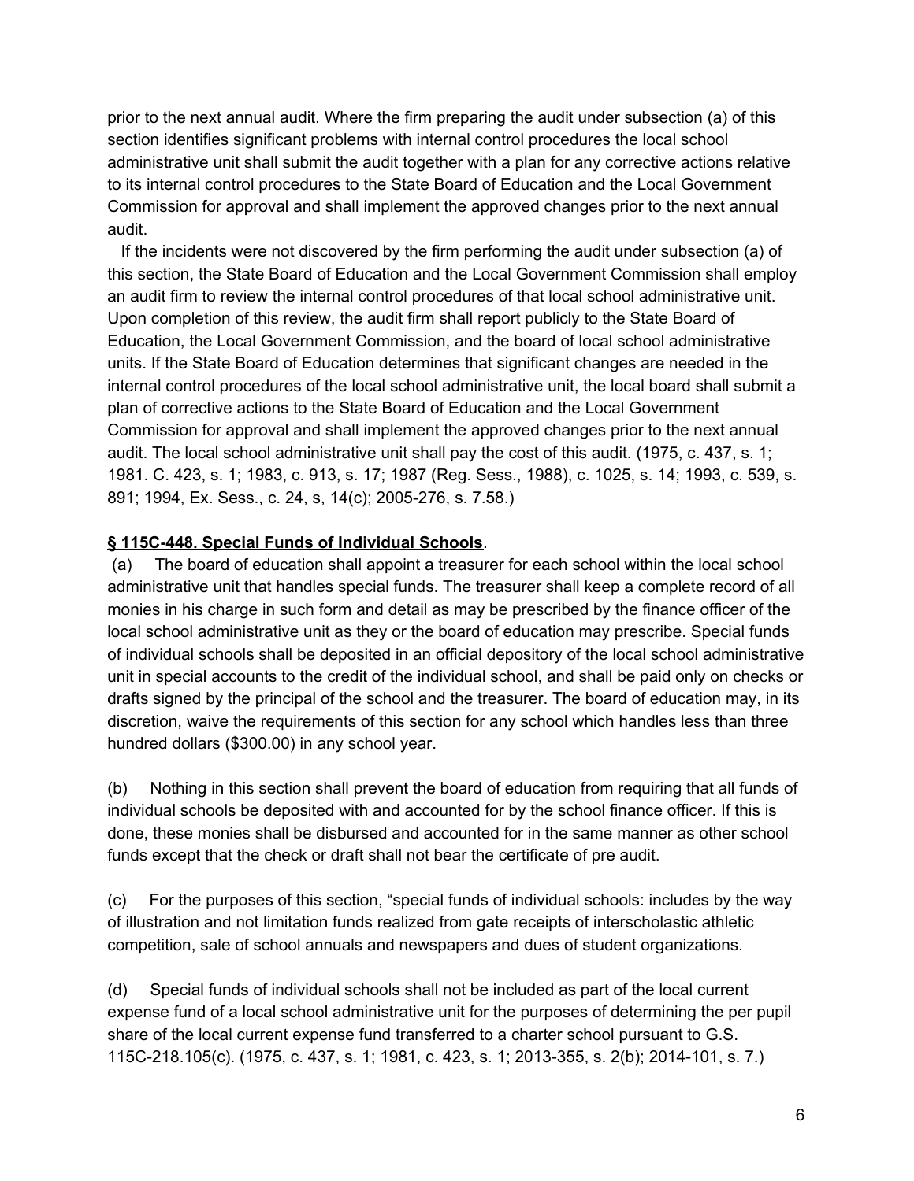prior to the next annual audit. Where the firm preparing the audit under subsection (a) of this section identifies significant problems with internal control procedures the local school administrative unit shall submit the audit together with a plan for any corrective actions relative to its internal control procedures to the State Board of Education and the Local Government Commission for approval and shall implement the approved changes prior to the next annual audit.

If the incidents were not discovered by the firm performing the audit under subsection (a) of this section, the State Board of Education and the Local Government Commission shall employ an audit firm to review the internal control procedures of that local school administrative unit. Upon completion of this review, the audit firm shall report publicly to the State Board of Education, the Local Government Commission, and the board of local school administrative units. If the State Board of Education determines that significant changes are needed in the internal control procedures of the local school administrative unit, the local board shall submit a plan of corrective actions to the State Board of Education and the Local Government Commission for approval and shall implement the approved changes prior to the next annual audit. The local school administrative unit shall pay the cost of this audit. (1975, c. 437, s. 1; 1981. C. 423, s. 1; 1983, c. 913, s. 17; 1987 (Reg. Sess., 1988), c. 1025, s. 14; 1993, c. 539, s. 891; 1994, Ex. Sess., c. 24, s, 14(c); 2005-276, s. 7.58.)

**§ 115C-448. Special Funds of Individual Schools**.

(a) The board of education shall appoint a treasurer for each school within the local school administrative unit that handles special funds. The treasurer shall keep a complete record of all monies in his charge in such form and detail as may be prescribed by the finance officer of the local school administrative unit as they or the board of education may prescribe. Special funds of individual schools shall be deposited in an official depository of the local school administrative unit in special accounts to the credit of the individual school, and shall be paid only on checks or drafts signed by the principal of the school and the treasurer. The board of education may, in its discretion, waive the requirements of this section for any school which handles less than three hundred dollars ($300.00) in any school year.

(b) Nothing in this section shall prevent the board of education from requiring that all funds of individual schools be deposited with and accounted for by the school finance officer. If this is done, these monies shall be disbursed and accounted for in the same manner as other school funds except that the check or draft shall not bear the certificate of pre audit.

(c) For the purposes of this section, “special funds of individual schools: includes by the way of illustration and not limitation funds realized from gate receipts of interscholastic athletic competition, sale of school annuals and newspapers and dues of student organizations.

(d) Special funds of individual schools shall not be included as part of the local current expense fund of a local school administrative unit for the purposes of determining the per pupil share of the local current expense fund transferred to a charter school pursuant to G.S. 115C-218.105(c). (1975, c. 437, s. 1; 1981, c. 423, s. 1; 2013-355, s. 2(b); 2014-101, s. 7.)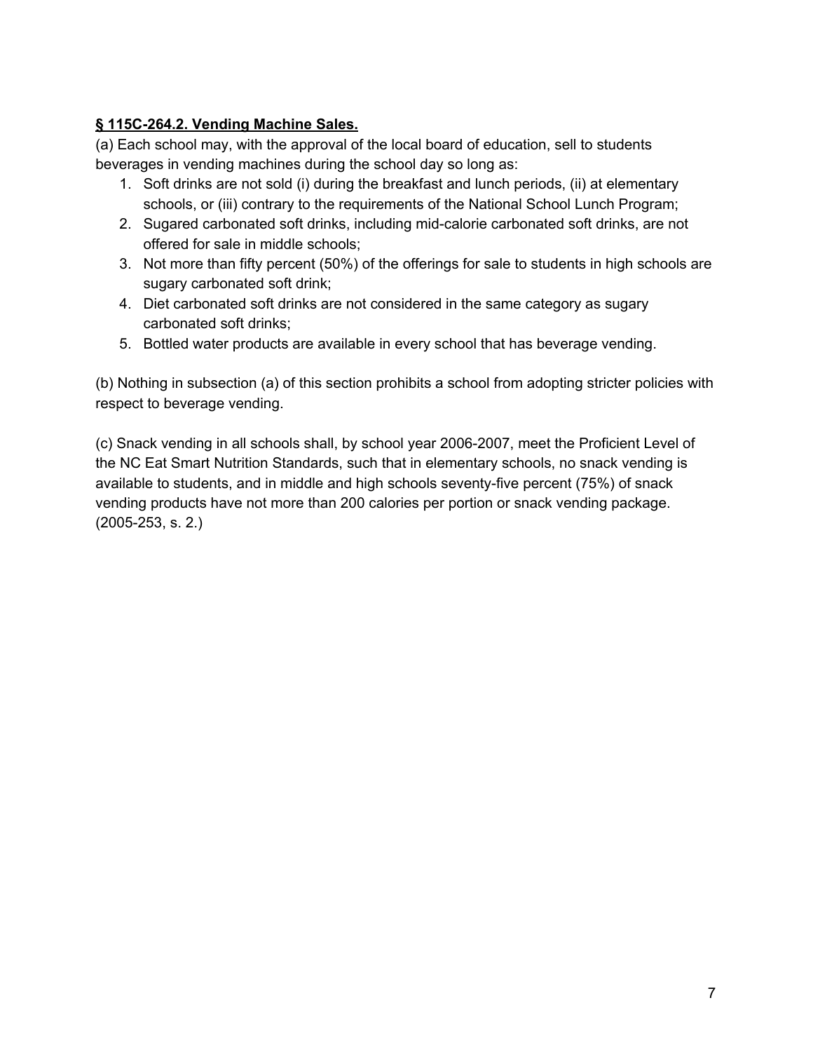**§ 115C-264.2. Vending Machine Sales.**

(a) Each school may, with the approval of the local board of education, sell to students beverages in vending machines during the school day so long as:

1. Soft drinks are not sold (i) during the breakfast and lunch periods, (ii) at elementary schools, or (iii) contrary to the requirements of the National School Lunch Program;
2. Sugared carbonated soft drinks, including mid-calorie carbonated soft drinks, are not offered for sale in middle schools;
3. Not more than fifty percent (50%) of the offerings for sale to students in high schools are sugary carbonated soft drink;
4. Diet carbonated soft drinks are not considered in the same category as sugary carbonated soft drinks;
5. Bottled water products are available in every school that has beverage vending.

(b) Nothing in subsection (a) of this section prohibits a school from adopting stricter policies with respect to beverage vending.

(c) Snack vending in all schools shall, by school year 2006-2007, meet the Proficient Level of the NC Eat Smart Nutrition Standards, such that in elementary schools, no snack vending is available to students, and in middle and high schools seventy-five percent (75%) of snack vending products have not more than 200 calories per portion or snack vending package. (2005-253, s. 2.)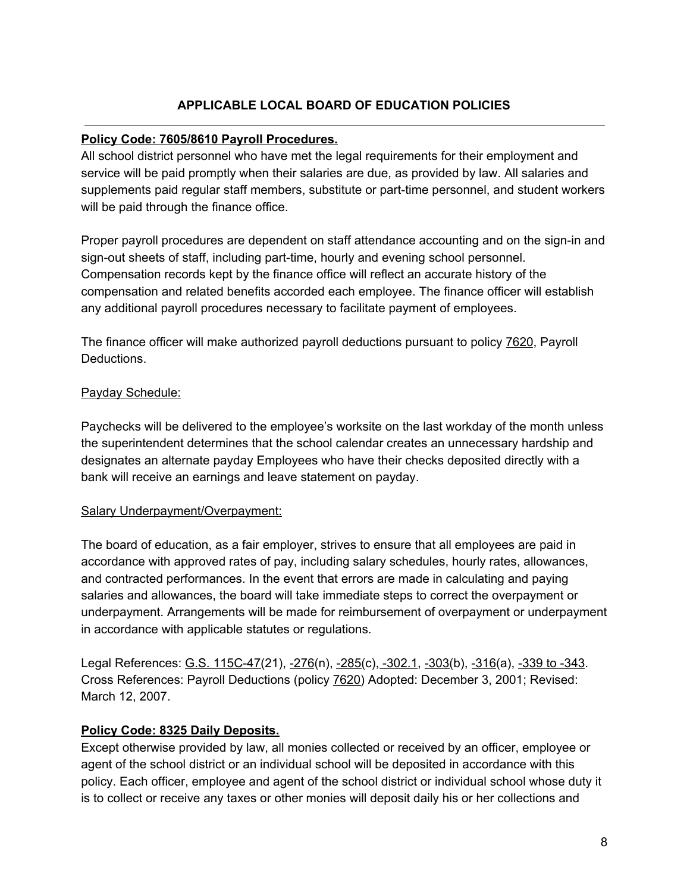## APPLICABLE LOCAL BOARD OF EDUCATION POLICIES

---

**Policy Code: 7605/8610 Payroll Procedures.**

All school district personnel who have met the legal requirements for their employment and service will be paid promptly when their salaries are due, as provided by law. All salaries and supplements paid regular staff members, substitute or part-time personnel, and student workers will be paid through the finance office.

Proper payroll procedures are dependent on staff attendance accounting and on the sign-in and sign-out sheets of staff, including part-time, hourly and evening school personnel. Compensation records kept by the finance office will reflect an accurate history of the compensation and related benefits accorded each employee. The finance officer will establish any additional payroll procedures necessary to facilitate payment of employees.

The finance officer will make authorized payroll deductions pursuant to policy 7620, Payroll Deductions.

Payday Schedule:

Paychecks will be delivered to the employee's worksite on the last workday of the month unless the superintendent determines that the school calendar creates an unnecessary hardship and designates an alternate payday Employees who have their checks deposited directly with a bank will receive an earnings and leave statement on payday.

Salary Underpayment/Overpayment:

The board of education, as a fair employer, strives to ensure that all employees are paid in accordance with approved rates of pay, including salary schedules, hourly rates, allowances, and contracted performances. In the event that errors are made in calculating and paying salaries and allowances, the board will take immediate steps to correct the overpayment or underpayment. Arrangements will be made for reimbursement of overpayment or underpayment in accordance with applicable statutes or regulations.

Legal References: G.S. 115C-47(21), -276(n), -285(c), -302.1, -303(b), -316(a), -339 to -343. Cross References: Payroll Deductions (policy 7620) Adopted: December 3, 2001; Revised: March 12, 2007.

**Policy Code: 8325 Daily Deposits.**

Except otherwise provided by law, all monies collected or received by an officer, employee or agent of the school district or an individual school will be deposited in accordance with this policy. Each officer, employee and agent of the school district or individual school whose duty it is to collect or receive any taxes or other monies will deposit daily his or her collections and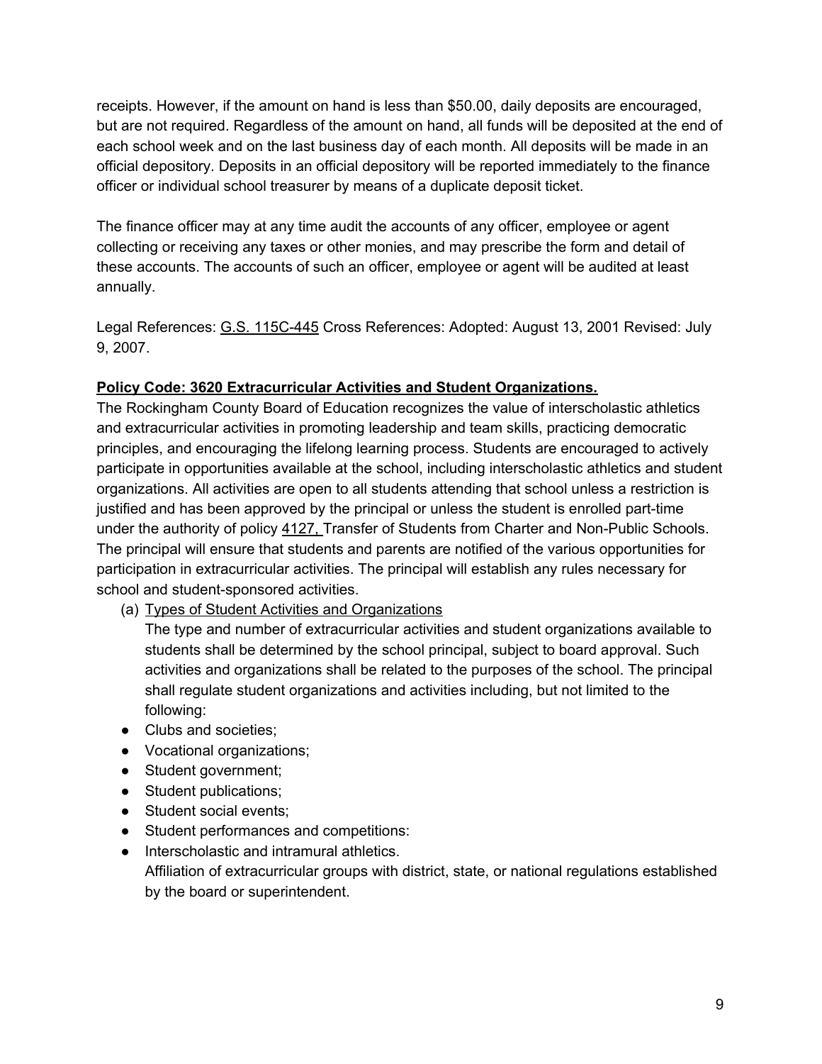receipts. However, if the amount on hand is less than $50.00, daily deposits are encouraged, but are not required. Regardless of the amount on hand, all funds will be deposited at the end of each school week and on the last business day of each month. All deposits will be made in an official depository. Deposits in an official depository will be reported immediately to the finance officer or individual school treasurer by means of a duplicate deposit ticket.

The finance officer may at any time audit the accounts of any officer, employee or agent collecting or receiving any taxes or other monies, and may prescribe the form and detail of these accounts. The accounts of such an officer, employee or agent will be audited at least annually.

Legal References: G.S. 115C-445 Cross References: Adopted: August 13, 2001 Revised: July 9, 2007.

**Policy Code: 3620 Extracurricular Activities and Student Organizations.**

The Rockingham County Board of Education recognizes the value of interscholastic athletics and extracurricular activities in promoting leadership and team skills, practicing democratic principles, and encouraging the lifelong learning process. Students are encouraged to actively participate in opportunities available at the school, including interscholastic athletics and student organizations. All activities are open to all students attending that school unless a restriction is justified and has been approved by the principal or unless the student is enrolled part-time under the authority of policy 4127, Transfer of Students from Charter and Non-Public Schools. The principal will ensure that students and parents are notified of the various opportunities for participation in extracurricular activities. The principal will establish any rules necessary for school and student-sponsored activities.

(a) Types of Student Activities and Organizations

The type and number of extracurricular activities and student organizations available to students shall be determined by the school principal, subject to board approval. Such activities and organizations shall be related to the purposes of the school. The principal shall regulate student organizations and activities including, but not limited to the following:

- Clubs and societies;
- Vocational organizations;
- Student government;
- Student publications;
- Student social events;
- Student performances and competitions:
- Interscholastic and intramural athletics.

Affiliation of extracurricular groups with district, state, or national regulations established by the board or superintendent.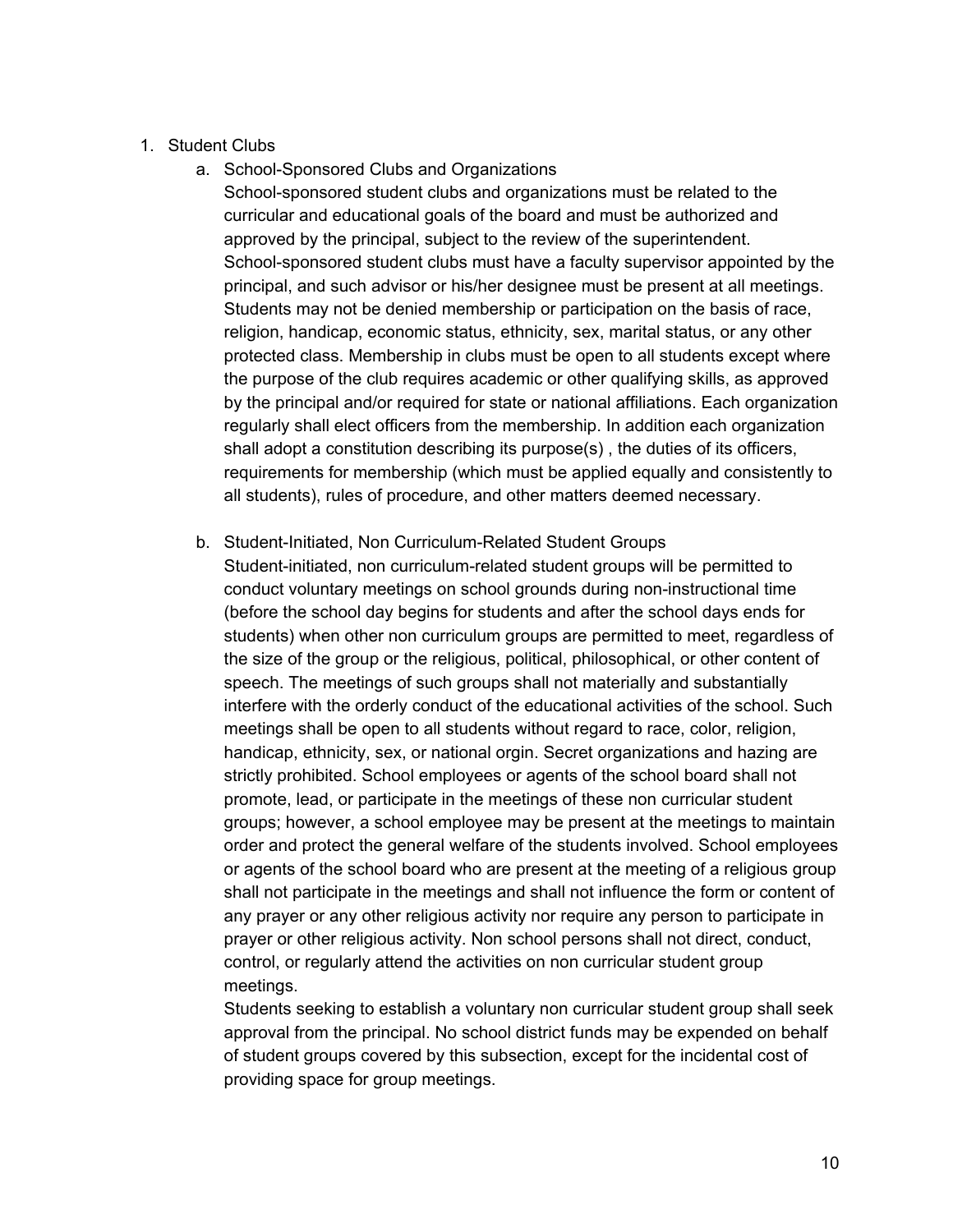1. Student Clubs
    a. School-Sponsored Clubs and Organizations
    School-sponsored student clubs and organizations must be related to the curricular and educational goals of the board and must be authorized and approved by the principal, subject to the review of the superintendent. School-sponsored student clubs must have a faculty supervisor appointed by the principal, and such advisor or his/her designee must be present at all meetings. Students may not be denied membership or participation on the basis of race, religion, handicap, economic status, ethnicity, sex, marital status, or any other protected class. Membership in clubs must be open to all students except where the purpose of the club requires academic or other qualifying skills, as approved by the principal and/or required for state or national affiliations. Each organization regularly shall elect officers from the membership. In addition each organization shall adopt a constitution describing its purpose(s) , the duties of its officers, requirements for membership (which must be applied equally and consistently to all students), rules of procedure, and other matters deemed necessary.

    b. Student-Initiated, Non Curriculum-Related Student Groups
    Student-initiated, non curriculum-related student groups will be permitted to conduct voluntary meetings on school grounds during non-instructional time (before the school day begins for students and after the school days ends for students) when other non curriculum groups are permitted to meet, regardless of the size of the group or the religious, political, philosophical, or other content of speech. The meetings of such groups shall not materially and substantially interfere with the orderly conduct of the educational activities of the school. Such meetings shall be open to all students without regard to race, color, religion, handicap, ethnicity, sex, or national orgin. Secret organizations and hazing are strictly prohibited. School employees or agents of the school board shall not promote, lead, or participate in the meetings of these non curricular student groups; however, a school employee may be present at the meetings to maintain order and protect the general welfare of the students involved. School employees or agents of the school board who are present at the meeting of a religious group shall not participate in the meetings and shall not influence the form or content of any prayer or any other religious activity nor require any person to participate in prayer or other religious activity. Non school persons shall not direct, conduct, control, or regularly attend the activities on non curricular student group meetings.
    Students seeking to establish a voluntary non curricular student group shall seek approval from the principal. No school district funds may be expended on behalf of student groups covered by this subsection, except for the incidental cost of providing space for group meetings.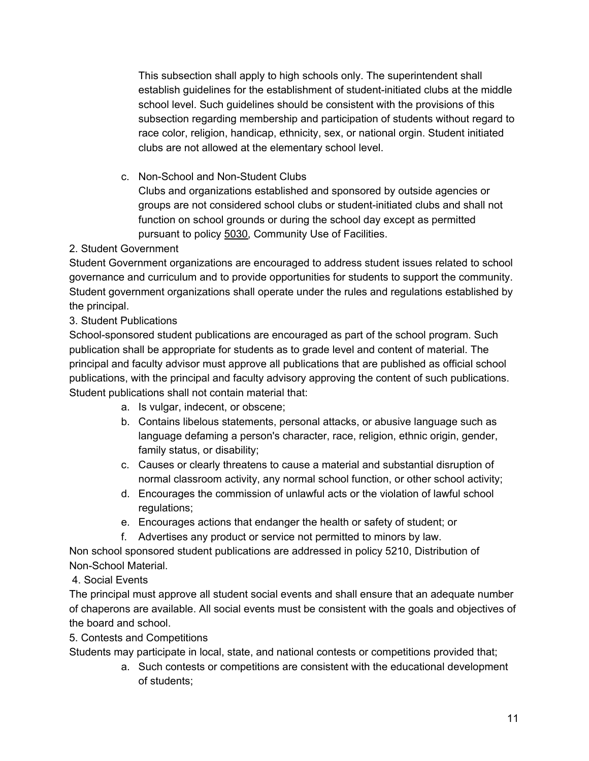This subsection shall apply to high schools only. The superintendent shall establish guidelines for the establishment of student-initiated clubs at the middle school level. Such guidelines should be consistent with the provisions of this subsection regarding membership and participation of students without regard to race color, religion, handicap, ethnicity, sex, or national orgin. Student initiated clubs are not allowed at the elementary school level.

c. Non-School and Non-Student Clubs
   Clubs and organizations established and sponsored by outside agencies or groups are not considered school clubs or student-initiated clubs and shall not function on school grounds or during the school day except as permitted pursuant to policy 5030, Community Use of Facilities.

2. Student Government

Student Government organizations are encouraged to address student issues related to school governance and curriculum and to provide opportunities for students to support the community. Student government organizations shall operate under the rules and regulations established by the principal.

3. Student Publications

School-sponsored student publications are encouraged as part of the school program. Such publication shall be appropriate for students as to grade level and content of material. The principal and faculty advisor must approve all publications that are published as official school publications, with the principal and faculty advisory approving the content of such publications. Student publications shall not contain material that:

a. Is vulgar, indecent, or obscene;
b. Contains libelous statements, personal attacks, or abusive language such as language defaming a person's character, race, religion, ethnic origin, gender, family status, or disability;
c. Causes or clearly threatens to cause a material and substantial disruption of normal classroom activity, any normal school function, or other school activity;
d. Encourages the commission of unlawful acts or the violation of lawful school regulations;
e. Encourages actions that endanger the health or safety of student; or
f. Advertises any product or service not permitted to minors by law.

Non school sponsored student publications are addressed in policy 5210, Distribution of Non-School Material.

4. Social Events

The principal must approve all student social events and shall ensure that an adequate number of chaperons are available. All social events must be consistent with the goals and objectives of the board and school.

5. Contests and Competitions

Students may participate in local, state, and national contests or competitions provided that;

a. Such contests or competitions are consistent with the educational development of students;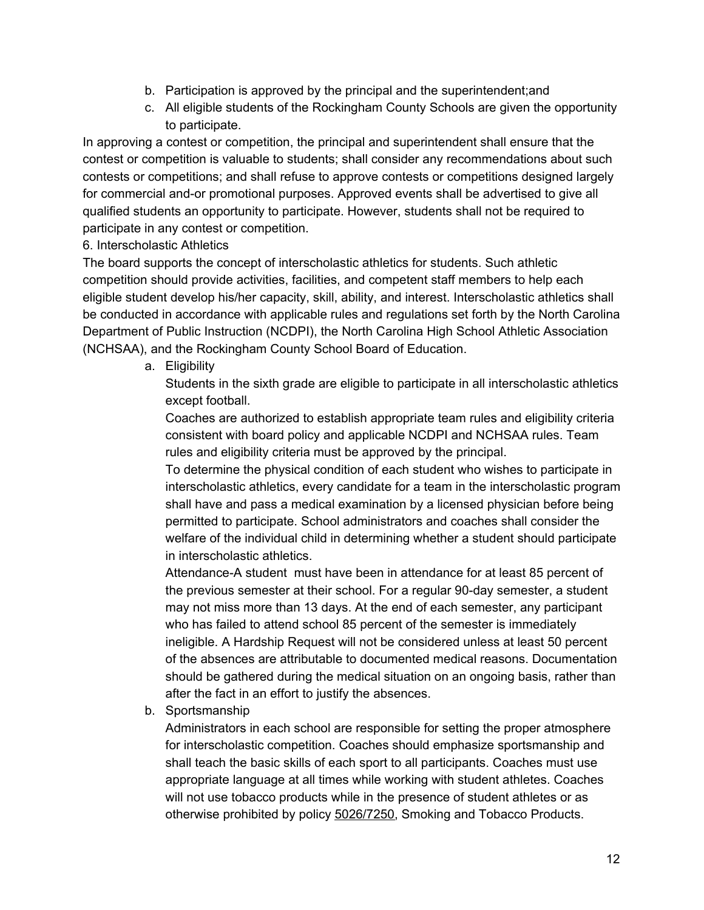b. Participation is approved by the principal and the superintendent;and
c. All eligible students of the Rockingham County Schools are given the opportunity to participate.

In approving a contest or competition, the principal and superintendent shall ensure that the contest or competition is valuable to students; shall consider any recommendations about such contests or competitions; and shall refuse to approve contests or competitions designed largely for commercial and-or promotional purposes. Approved events shall be advertised to give all qualified students an opportunity to participate. However, students shall not be required to participate in any contest or competition.

6. Interscholastic Athletics

The board supports the concept of interscholastic athletics for students. Such athletic competition should provide activities, facilities, and competent staff members to help each eligible student develop his/her capacity, skill, ability, and interest. Interscholastic athletics shall be conducted in accordance with applicable rules and regulations set forth by the North Carolina Department of Public Instruction (NCDPI), the North Carolina High School Athletic Association (NCHSAA), and the Rockingham County School Board of Education.

a. Eligibility

   Students in the sixth grade are eligible to participate in all interscholastic athletics except football.

   Coaches are authorized to establish appropriate team rules and eligibility criteria consistent with board policy and applicable NCDPI and NCHSAA rules. Team rules and eligibility criteria must be approved by the principal.

   To determine the physical condition of each student who wishes to participate in interscholastic athletics, every candidate for a team in the interscholastic program shall have and pass a medical examination by a licensed physician before being permitted to participate. School administrators and coaches shall consider the welfare of the individual child in determining whether a student should participate in interscholastic athletics.

   Attendance-A student must have been in attendance for at least 85 percent of the previous semester at their school. For a regular 90-day semester, a student may not miss more than 13 days. At the end of each semester, any participant who has failed to attend school 85 percent of the semester is immediately ineligible. A Hardship Request will not be considered unless at least 50 percent of the absences are attributable to documented medical reasons. Documentation should be gathered during the medical situation on an ongoing basis, rather than after the fact in an effort to justify the absences.

b. Sportsmanship

   Administrators in each school are responsible for setting the proper atmosphere for interscholastic competition. Coaches should emphasize sportsmanship and shall teach the basic skills of each sport to all participants. Coaches must use appropriate language at all times while working with student athletes. Coaches will not use tobacco products while in the presence of student athletes or as otherwise prohibited by policy 5026/7250, Smoking and Tobacco Products.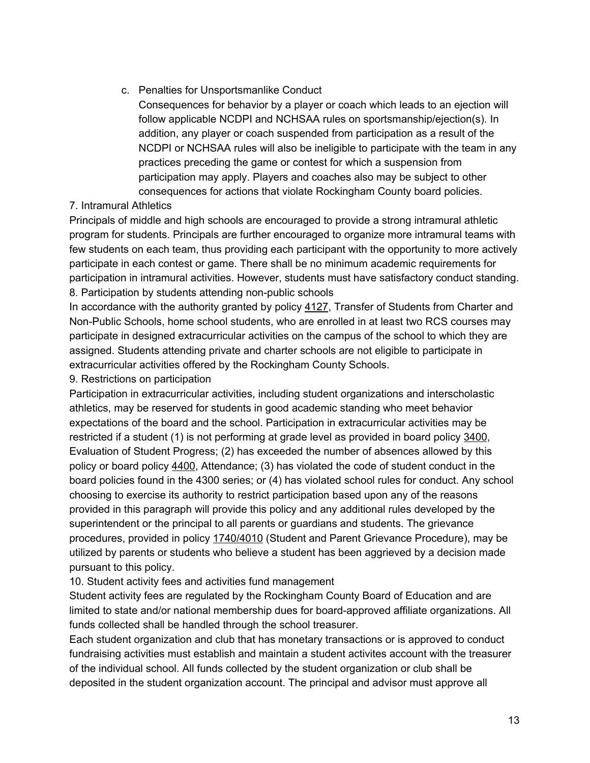c. Penalties for Unsportsmanlike Conduct

   Consequences for behavior by a player or coach which leads to an ejection will follow applicable NCDPI and NCHSAA rules on sportsmanship/ejection(s). In addition, any player or coach suspended from participation as a result of the NCDPI or NCHSAA rules will also be ineligible to participate with the team in any practices preceding the game or contest for which a suspension from participation may apply. Players and coaches also may be subject to other consequences for actions that violate Rockingham County board policies.

7. Intramural Athletics

Principals of middle and high schools are encouraged to provide a strong intramural athletic program for students. Principals are further encouraged to organize more intramural teams with few students on each team, thus providing each participant with the opportunity to more actively participate in each contest or game. There shall be no minimum academic requirements for participation in intramural activities. However, students must have satisfactory conduct standing.

8. Participation by students attending non-public schools

In accordance with the authority granted by policy 4127, Transfer of Students from Charter and Non-Public Schools, home school students, who are enrolled in at least two RCS courses may participate in designed extracurricular activities on the campus of the school to which they are assigned. Students attending private and charter schools are not eligible to participate in extracurricular activities offered by the Rockingham County Schools.

9. Restrictions on participation

Participation in extracurricular activities, including student organizations and interscholastic athletics, may be reserved for students in good academic standing who meet behavior expectations of the board and the school. Participation in extracurricular activities may be restricted if a student (1) is not performing at grade level as provided in board policy 3400, Evaluation of Student Progress; (2) has exceeded the number of absences allowed by this policy or board policy 4400, Attendance; (3) has violated the code of student conduct in the board policies found in the 4300 series; or (4) has violated school rules for conduct. Any school choosing to exercise its authority to restrict participation based upon any of the reasons provided in this paragraph will provide this policy and any additional rules developed by the superintendent or the principal to all parents or guardians and students. The grievance procedures, provided in policy 1740/4010 (Student and Parent Grievance Procedure), may be utilized by parents or students who believe a student has been aggrieved by a decision made pursuant to this policy.

10. Student activity fees and activities fund management

Student activity fees are regulated by the Rockingham County Board of Education and are limited to state and/or national membership dues for board-approved affiliate organizations. All funds collected shall be handled through the school treasurer.

Each student organization and club that has monetary transactions or is approved to conduct fundraising activities must establish and maintain a student activites account with the treasurer of the individual school. All funds collected by the student organization or club shall be deposited in the student organization account. The principal and advisor must approve all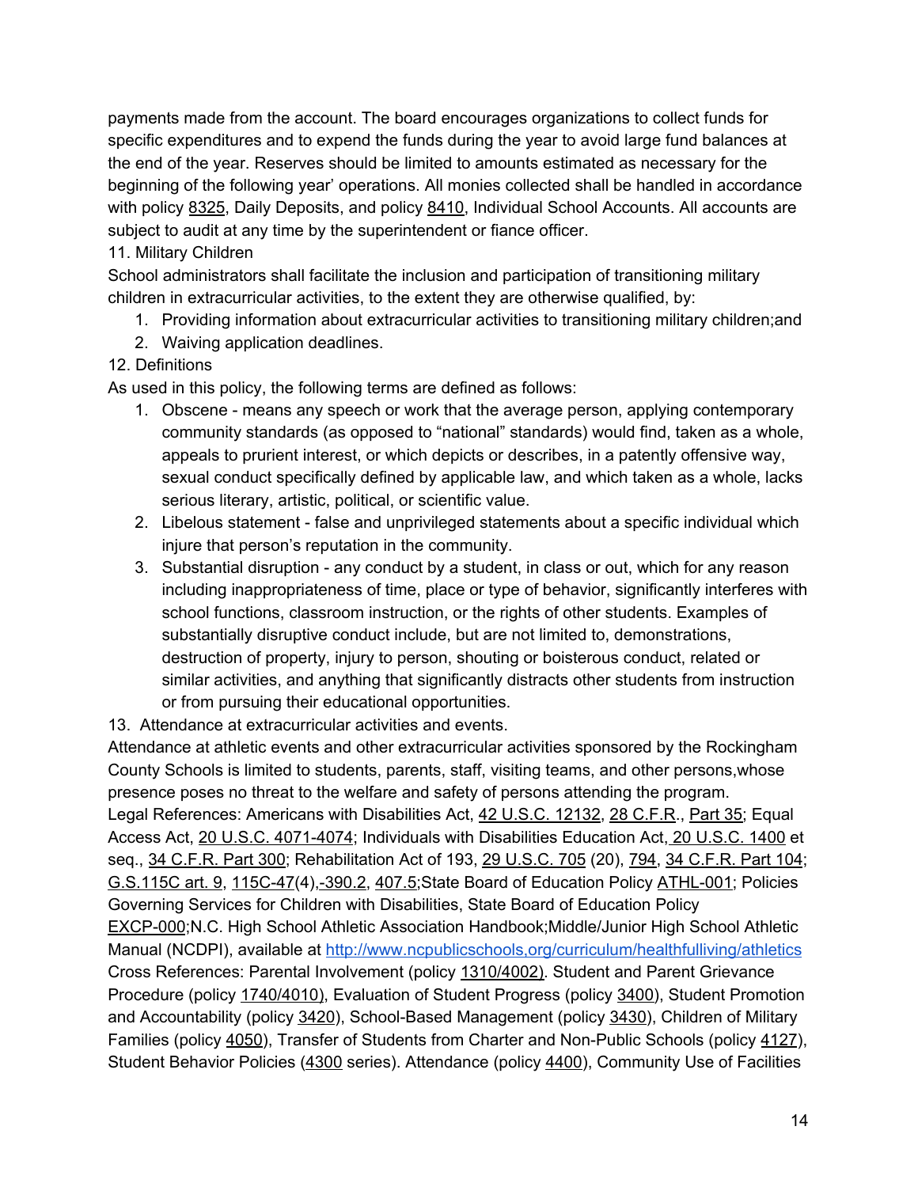payments made from the account. The board encourages organizations to collect funds for specific expenditures and to expend the funds during the year to avoid large fund balances at the end of the year. Reserves should be limited to amounts estimated as necessary for the beginning of the following year' operations. All monies collected shall be handled in accordance with policy 8325, Daily Deposits, and policy 8410, Individual School Accounts. All accounts are subject to audit at any time by the superintendent or fiance officer.

11. Military Children

School administrators shall facilitate the inclusion and participation of transitioning military children in extracurricular activities, to the extent they are otherwise qualified, by:

1. Providing information about extracurricular activities to transitioning military children;and
2. Waiving application deadlines.

12. Definitions

As used in this policy, the following terms are defined as follows:

1. Obscene - means any speech or work that the average person, applying contemporary community standards (as opposed to "national" standards) would find, taken as a whole, appeals to prurient interest, or which depicts or describes, in a patently offensive way, sexual conduct specifically defined by applicable law, and which taken as a whole, lacks serious literary, artistic, political, or scientific value.
2. Libelous statement - false and unprivileged statements about a specific individual which injure that person's reputation in the community.
3. Substantial disruption - any conduct by a student, in class or out, which for any reason including inappropriateness of time, place or type of behavior, significantly interferes with school functions, classroom instruction, or the rights of other students. Examples of substantially disruptive conduct include, but are not limited to, demonstrations, destruction of property, injury to person, shouting or boisterous conduct, related or similar activities, and anything that significantly distracts other students from instruction or from pursuing their educational opportunities.

13. Attendance at extracurricular activities and events.

Attendance at athletic events and other extracurricular activities sponsored by the Rockingham County Schools is limited to students, parents, staff, visiting teams, and other persons,whose presence poses no threat to the welfare and safety of persons attending the program.

Legal References: Americans with Disabilities Act, 42 U.S.C. 12132, 28 C.F.R., Part 35; Equal Access Act, 20 U.S.C. 4071-4074; Individuals with Disabilities Education Act, 20 U.S.C. 1400 et seq., 34 C.F.R. Part 300; Rehabilitation Act of 193, 29 U.S.C. 705 (20), 794, 34 C.F.R. Part 104; G.S.115C art. 9, 115C-47(4),-390.2, 407.5;State Board of Education Policy ATHL-001; Policies Governing Services for Children with Disabilities, State Board of Education Policy EXCP-000;N.C. High School Athletic Association Handbook;Middle/Junior High School Athletic Manual (NCDPI), available at http://www.ncpublicschools,org/curriculum/healthfulliving/athletics

Cross References: Parental Involvement (policy 1310/4002). Student and Parent Grievance Procedure (policy 1740/4010), Evaluation of Student Progress (policy 3400), Student Promotion and Accountability (policy 3420), School-Based Management (policy 3430), Children of Military Families (policy 4050), Transfer of Students from Charter and Non-Public Schools (policy 4127), Student Behavior Policies (4300 series). Attendance (policy 4400), Community Use of Facilities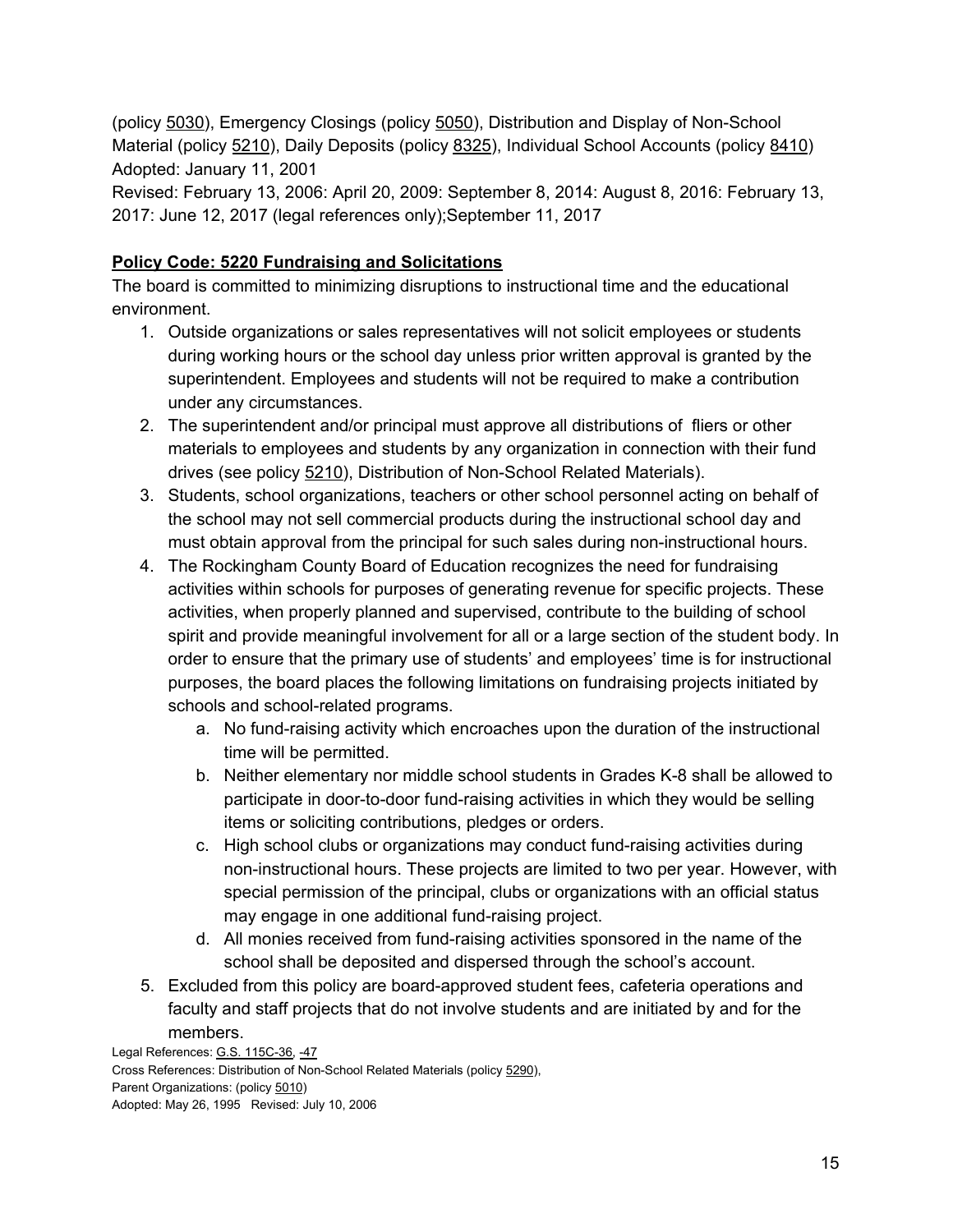(policy 5030), Emergency Closings (policy 5050), Distribution and Display of Non-School Material (policy 5210), Daily Deposits (policy 8325), Individual School Accounts (policy 8410)
Adopted: January 11, 2001
Revised: February 13, 2006: April 20, 2009: September 8, 2014: August 8, 2016: February 13, 2017: June 12, 2017 (legal references only);September 11, 2017

**Policy Code: 5220 Fundraising and Solicitations**

The board is committed to minimizing disruptions to instructional time and the educational environment.

1. Outside organizations or sales representatives will not solicit employees or students during working hours or the school day unless prior written approval is granted by the superintendent. Employees and students will not be required to make a contribution under any circumstances.
2. The superintendent and/or principal must approve all distributions of fliers or other materials to employees and students by any organization in connection with their fund drives (see policy 5210), Distribution of Non-School Related Materials).
3. Students, school organizations, teachers or other school personnel acting on behalf of the school may not sell commercial products during the instructional school day and must obtain approval from the principal for such sales during non-instructional hours.
4. The Rockingham County Board of Education recognizes the need for fundraising activities within schools for purposes of generating revenue for specific projects. These activities, when properly planned and supervised, contribute to the building of school spirit and provide meaningful involvement for all or a large section of the student body. In order to ensure that the primary use of students' and employees' time is for instructional purposes, the board places the following limitations on fundraising projects initiated by schools and school-related programs.
   a. No fund-raising activity which encroaches upon the duration of the instructional time will be permitted.
   b. Neither elementary nor middle school students in Grades K-8 shall be allowed to participate in door-to-door fund-raising activities in which they would be selling items or soliciting contributions, pledges or orders.
   c. High school clubs or organizations may conduct fund-raising activities during non-instructional hours. These projects are limited to two per year. However, with special permission of the principal, clubs or organizations with an official status may engage in one additional fund-raising project.
   d. All monies received from fund-raising activities sponsored in the name of the school shall be deposited and dispersed through the school's account.
5. Excluded from this policy are board-approved student fees, cafeteria operations and faculty and staff projects that do not involve students and are initiated by and for the members.

Legal References: G.S. 115C-36, -47
Cross References: Distribution of Non-School Related Materials (policy 5290),
Parent Organizations: (policy 5010)
Adopted: May 26, 1995 Revised: July 10, 2006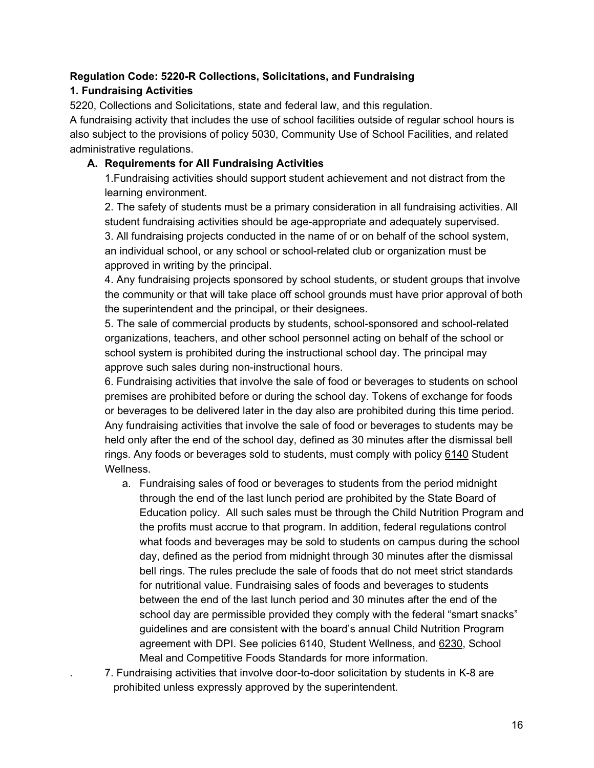**Regulation Code: 5220-R Collections, Solicitations, and Fundraising**

**1. Fundraising Activities**

5220, Collections and Solicitations, state and federal law, and this regulation.

A fundraising activity that includes the use of school facilities outside of regular school hours is also subject to the provisions of policy 5030, Community Use of School Facilities, and related administrative regulations.

**A. Requirements for All Fundraising Activities**

1. Fundraising activities should support student achievement and not distract from the learning environment.
2. The safety of students must be a primary consideration in all fundraising activities. All student fundraising activities should be age-appropriate and adequately supervised.
3. All fundraising projects conducted in the name of or on behalf of the school system, an individual school, or any school or school-related club or organization must be approved in writing by the principal.
4. Any fundraising projects sponsored by school students, or student groups that involve the community or that will take place off school grounds must have prior approval of both the superintendent and the principal, or their designees.
5. The sale of commercial products by students, school-sponsored and school-related organizations, teachers, and other school personnel acting on behalf of the school or school system is prohibited during the instructional school day. The principal may approve such sales during non-instructional hours.
6. Fundraising activities that involve the sale of food or beverages to students on school premises are prohibited before or during the school day. Tokens of exchange for foods or beverages to be delivered later in the day also are prohibited during this time period. Any fundraising activities that involve the sale of food or beverages to students may be held only after the end of the school day, defined as 30 minutes after the dismissal bell rings. Any foods or beverages sold to students, must comply with policy 6140 Student Wellness.
    a. Fundraising sales of food or beverages to students from the period midnight through the end of the last lunch period are prohibited by the State Board of Education policy. All such sales must be through the Child Nutrition Program and the profits must accrue to that program. In addition, federal regulations control what foods and beverages may be sold to students on campus during the school day, defined as the period from midnight through 30 minutes after the dismissal bell rings. The rules preclude the sale of foods that do not meet strict standards for nutritional value. Fundraising sales of foods and beverages to students between the end of the last lunch period and 30 minutes after the end of the school day are permissible provided they comply with the federal "smart snacks" guidelines and are consistent with the board's annual Child Nutrition Program agreement with DPI. See policies 6140, Student Wellness, and 6230, School Meal and Competitive Foods Standards for more information.
7. Fundraising activities that involve door-to-door solicitation by students in K-8 are prohibited unless expressly approved by the superintendent.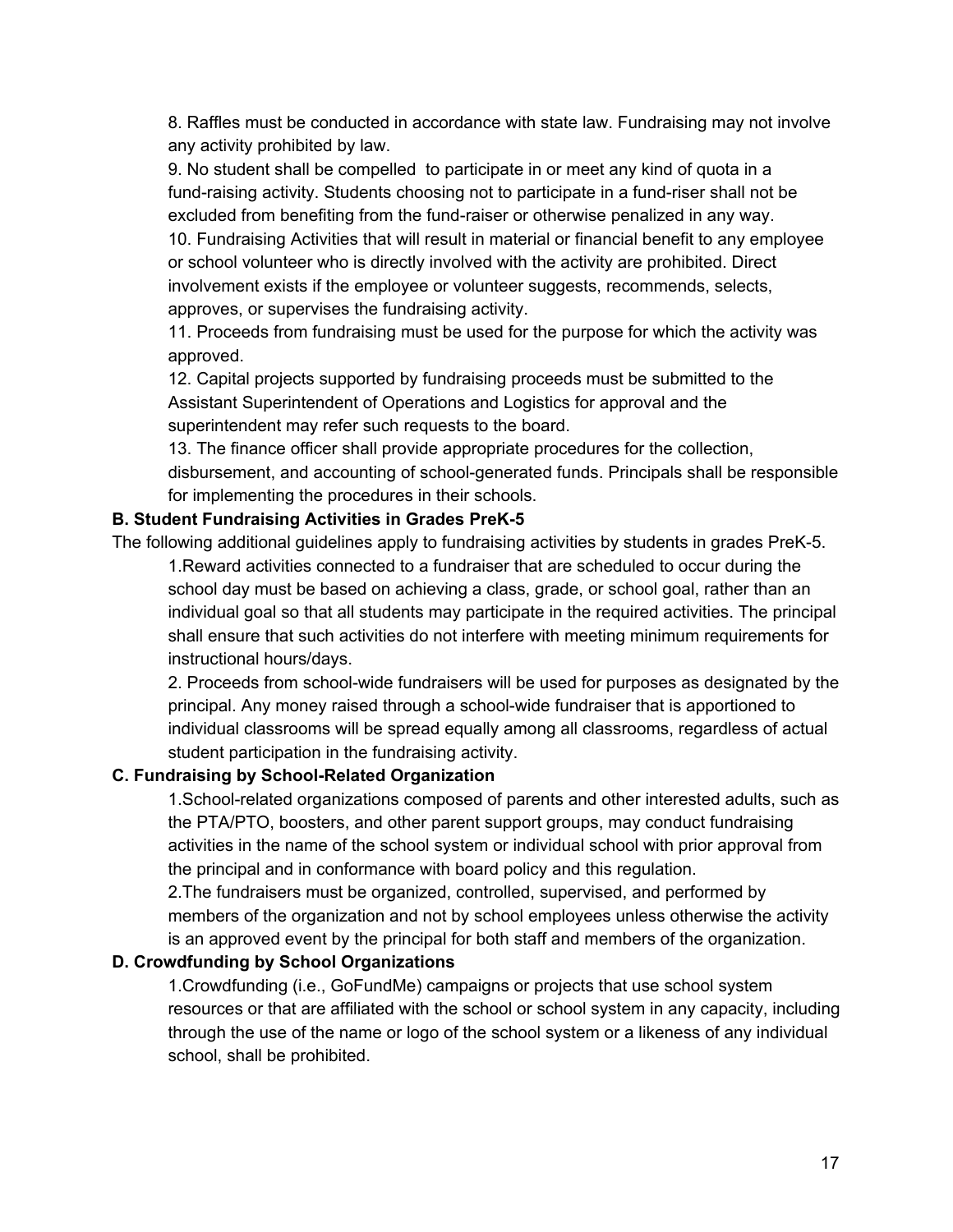8. Raffles must be conducted in accordance with state law. Fundraising may not involve any activity prohibited by law.

9. No student shall be compelled to participate in or meet any kind of quota in a fund-raising activity. Students choosing not to participate in a fund-riser shall not be excluded from benefiting from the fund-raiser or otherwise penalized in any way.

10. Fundraising Activities that will result in material or financial benefit to any employee or school volunteer who is directly involved with the activity are prohibited. Direct involvement exists if the employee or volunteer suggests, recommends, selects, approves, or supervises the fundraising activity.

11. Proceeds from fundraising must be used for the purpose for which the activity was approved.

12. Capital projects supported by fundraising proceeds must be submitted to the Assistant Superintendent of Operations and Logistics for approval and the superintendent may refer such requests to the board.

13. The finance officer shall provide appropriate procedures for the collection, disbursement, and accounting of school-generated funds. Principals shall be responsible for implementing the procedures in their schools.

**B. Student Fundraising Activities in Grades PreK-5**

The following additional guidelines apply to fundraising activities by students in grades PreK-5.

1.Reward activities connected to a fundraiser that are scheduled to occur during the school day must be based on achieving a class, grade, or school goal, rather than an individual goal so that all students may participate in the required activities. The principal shall ensure that such activities do not interfere with meeting minimum requirements for instructional hours/days.

2. Proceeds from school-wide fundraisers will be used for purposes as designated by the principal. Any money raised through a school-wide fundraiser that is apportioned to individual classrooms will be spread equally among all classrooms, regardless of actual student participation in the fundraising activity.

**C. Fundraising by School-Related Organization**

1.School-related organizations composed of parents and other interested adults, such as the PTA/PTO, boosters, and other parent support groups, may conduct fundraising activities in the name of the school system or individual school with prior approval from the principal and in conformance with board policy and this regulation.

2.The fundraisers must be organized, controlled, supervised, and performed by members of the organization and not by school employees unless otherwise the activity is an approved event by the principal for both staff and members of the organization.

**D. Crowdfunding by School Organizations**

1.Crowdfunding (i.e., GoFundMe) campaigns or projects that use school system resources or that are affiliated with the school or school system in any capacity, including through the use of the name or logo of the school system or a likeness of any individual school, shall be prohibited.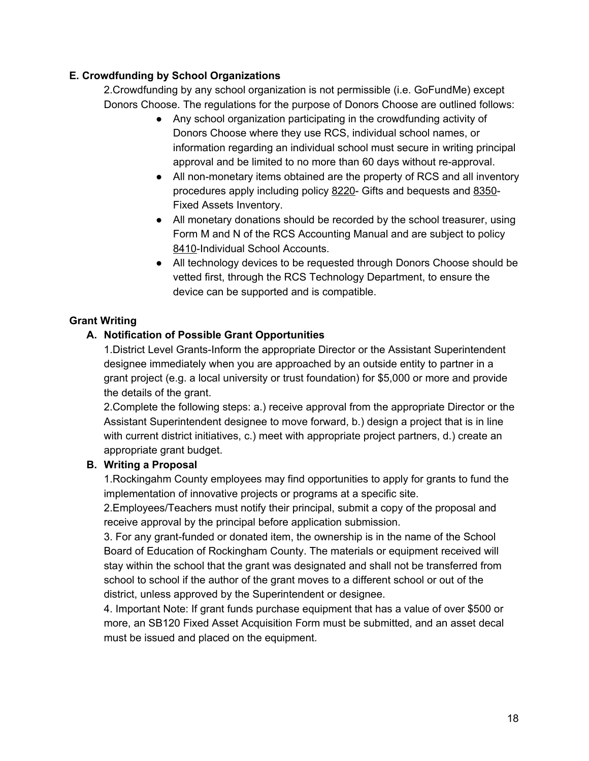**E. Crowdfunding by School Organizations**

2.Crowdfunding by any school organization is not permissible (i.e. GoFundMe) except Donors Choose. The regulations for the purpose of Donors Choose are outlined follows:

- Any school organization participating in the crowdfunding activity of Donors Choose where they use RCS, individual school names, or information regarding an individual school must secure in writing principal approval and be limited to no more than 60 days without re-approval.
- All non-monetary items obtained are the property of RCS and all inventory procedures apply including policy 8220- Gifts and bequests and 8350- Fixed Assets Inventory.
- All monetary donations should be recorded by the school treasurer, using Form M and N of the RCS Accounting Manual and are subject to policy 8410-Individual School Accounts.
- All technology devices to be requested through Donors Choose should be vetted first, through the RCS Technology Department, to ensure the device can be supported and is compatible.

**Grant Writing**

**A. Notification of Possible Grant Opportunities**

1.District Level Grants-Inform the appropriate Director or the Assistant Superintendent designee immediately when you are approached by an outside entity to partner in a grant project (e.g. a local university or trust foundation) for $5,000 or more and provide the details of the grant.

2.Complete the following steps: a.) receive approval from the appropriate Director or the Assistant Superintendent designee to move forward, b.) design a project that is in line with current district initiatives, c.) meet with appropriate project partners, d.) create an appropriate grant budget.

**B. Writing a Proposal**

1.Rockingahm County employees may find opportunities to apply for grants to fund the implementation of innovative projects or programs at a specific site.

2.Employees/Teachers must notify their principal, submit a copy of the proposal and receive approval by the principal before application submission.

3. For any grant-funded or donated item, the ownership is in the name of the School Board of Education of Rockingham County. The materials or equipment received will stay within the school that the grant was designated and shall not be transferred from school to school if the author of the grant moves to a different school or out of the district, unless approved by the Superintendent or designee.

4. Important Note: If grant funds purchase equipment that has a value of over $500 or more, an SB120 Fixed Asset Acquisition Form must be submitted, and an asset decal must be issued and placed on the equipment.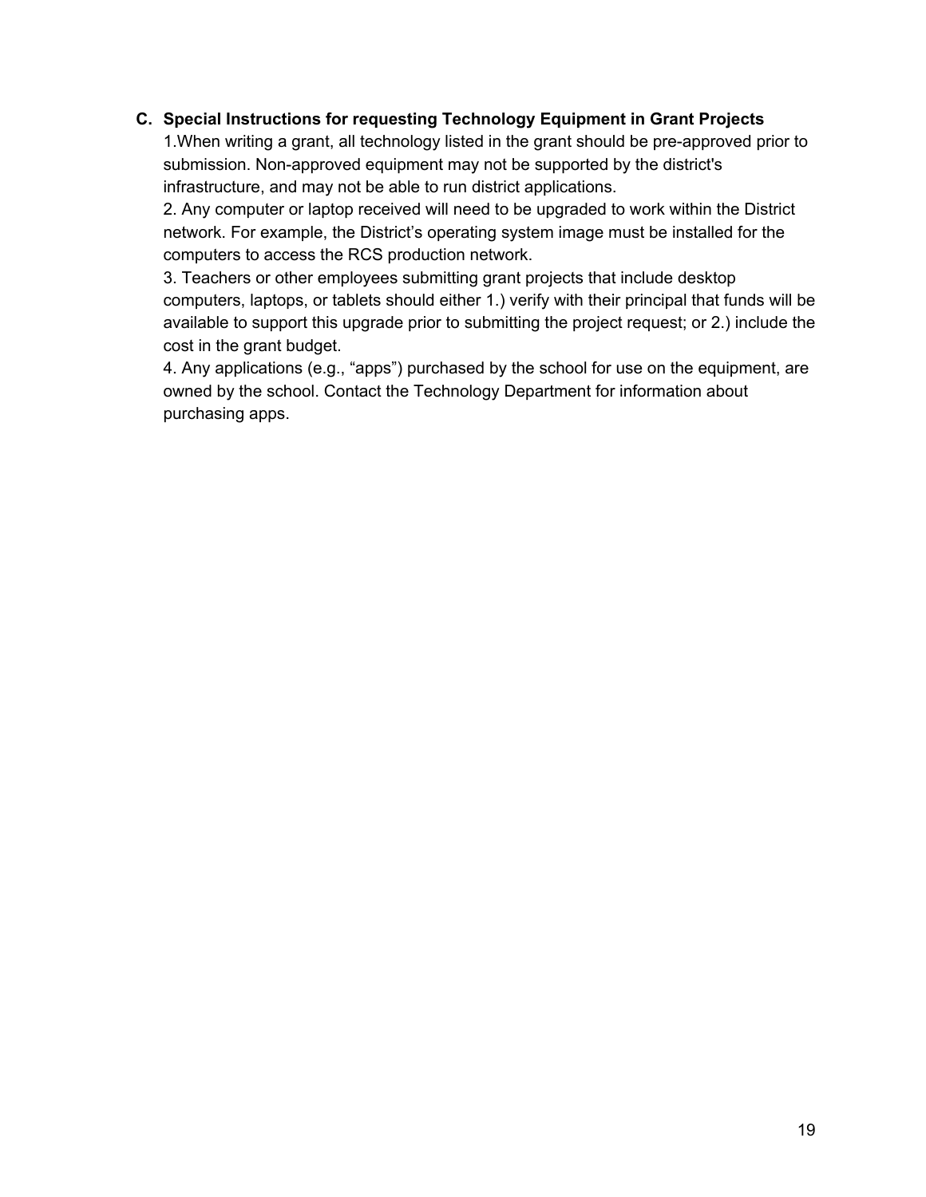**C. Special Instructions for requesting Technology Equipment in Grant Projects**

1.When writing a grant, all technology listed in the grant should be pre-approved prior to submission. Non-approved equipment may not be supported by the district's infrastructure, and may not be able to run district applications.

2. Any computer or laptop received will need to be upgraded to work within the District network. For example, the District's operating system image must be installed for the computers to access the RCS production network.

3. Teachers or other employees submitting grant projects that include desktop computers, laptops, or tablets should either 1.) verify with their principal that funds will be available to support this upgrade prior to submitting the project request; or 2.) include the cost in the grant budget.

4. Any applications (e.g., "apps") purchased by the school for use on the equipment, are owned by the school. Contact the Technology Department for information about purchasing apps.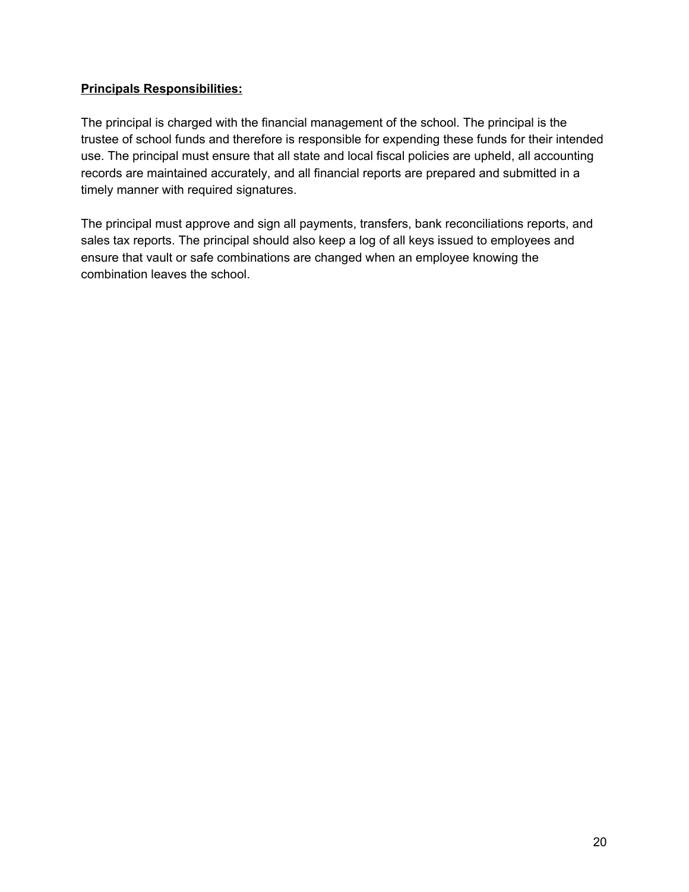**Principals Responsibilities:**

The principal is charged with the financial management of the school. The principal is the trustee of school funds and therefore is responsible for expending these funds for their intended use. The principal must ensure that all state and local fiscal policies are upheld, all accounting records are maintained accurately, and all financial reports are prepared and submitted in a timely manner with required signatures.

The principal must approve and sign all payments, transfers, bank reconciliations reports, and sales tax reports. The principal should also keep a log of all keys issued to employees and ensure that vault or safe combinations are changed when an employee knowing the combination leaves the school.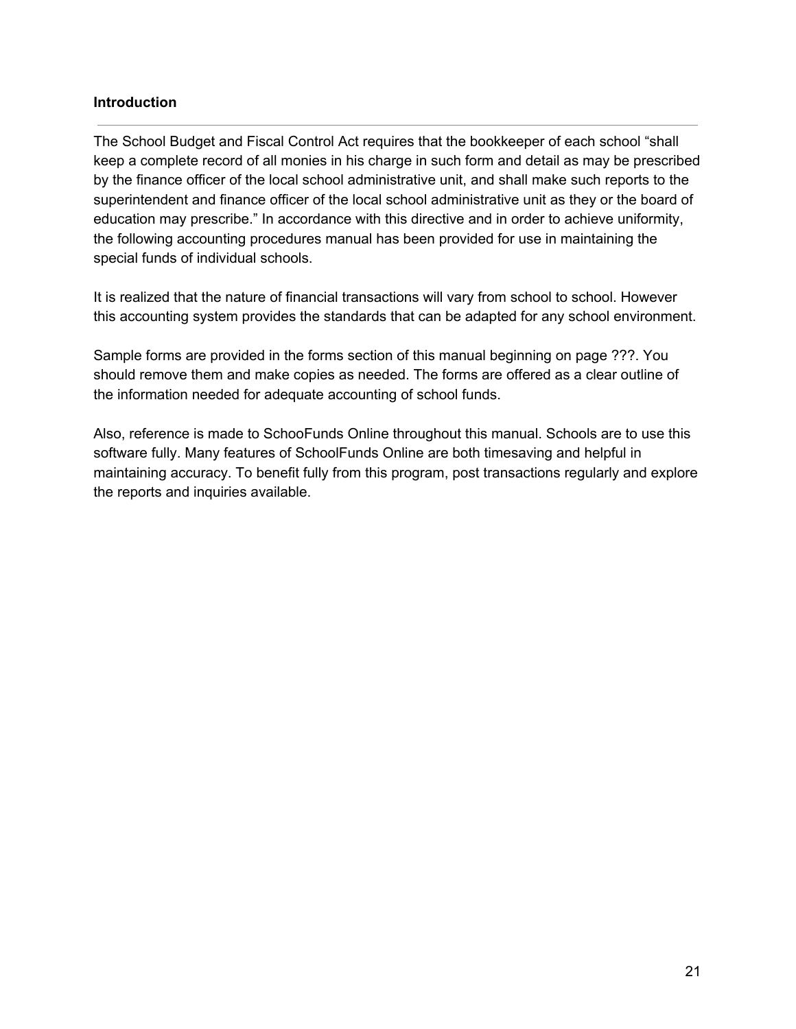**Introduction**

---

The School Budget and Fiscal Control Act requires that the bookkeeper of each school "shall keep a complete record of all monies in his charge in such form and detail as may be prescribed by the finance officer of the local school administrative unit, and shall make such reports to the superintendent and finance officer of the local school administrative unit as they or the board of education may prescribe." In accordance with this directive and in order to achieve uniformity, the following accounting procedures manual has been provided for use in maintaining the special funds of individual schools.

It is realized that the nature of financial transactions will vary from school to school. However this accounting system provides the standards that can be adapted for any school environment.

Sample forms are provided in the forms section of this manual beginning on page ???. You should remove them and make copies as needed. The forms are offered as a clear outline of the information needed for adequate accounting of school funds.

Also, reference is made to SchooFunds Online throughout this manual. Schools are to use this software fully. Many features of SchoolFunds Online are both timesaving and helpful in maintaining accuracy. To benefit fully from this program, post transactions regularly and explore the reports and inquiries available.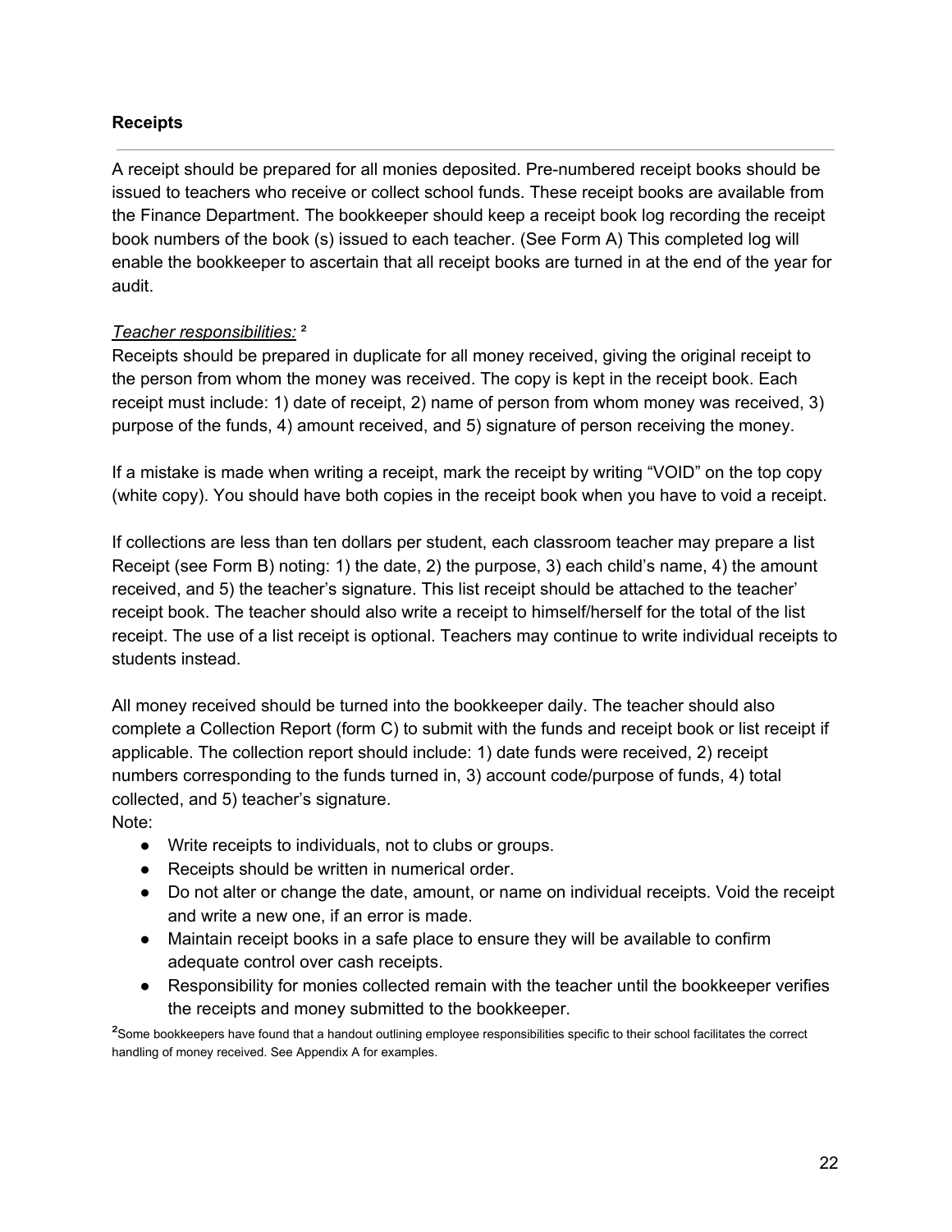## Receipts

---

A receipt should be prepared for all monies deposited. Pre-numbered receipt books should be issued to teachers who receive or collect school funds. These receipt books are available from the Finance Department. The bookkeeper should keep a receipt book log recording the receipt book numbers of the book (s) issued to each teacher. (See Form A) This completed log will enable the bookkeeper to ascertain that all receipt books are turned in at the end of the year for audit.

*Teacher responsibilities:* [2]

Receipts should be prepared in duplicate for all money received, giving the original receipt to the person from whom the money was received. The copy is kept in the receipt book. Each receipt must include: 1) date of receipt, 2) name of person from whom money was received, 3) purpose of the funds, 4) amount received, and 5) signature of person receiving the money.

If a mistake is made when writing a receipt, mark the receipt by writing "VOID" on the top copy (white copy). You should have both copies in the receipt book when you have to void a receipt.

If collections are less than ten dollars per student, each classroom teacher may prepare a list Receipt (see Form B) noting: 1) the date, 2) the purpose, 3) each child's name, 4) the amount received, and 5) the teacher's signature. This list receipt should be attached to the teacher' receipt book. The teacher should also write a receipt to himself/herself for the total of the list receipt. The use of a list receipt is optional. Teachers may continue to write individual receipts to students instead.

All money received should be turned into the bookkeeper daily. The teacher should also complete a Collection Report (form C) to submit with the funds and receipt book or list receipt if applicable. The collection report should include: 1) date funds were received, 2) receipt numbers corresponding to the funds turned in, 3) account code/purpose of funds, 4) total collected, and 5) teacher's signature.

Note:

- Write receipts to individuals, not to clubs or groups.
- Receipts should be written in numerical order.
- Do not alter or change the date, amount, or name on individual receipts. Void the receipt and write a new one, if an error is made.
- Maintain receipt books in a safe place to ensure they will be available to confirm adequate control over cash receipts.
- Responsibility for monies collected remain with the teacher until the bookkeeper verifies the receipts and money submitted to the bookkeeper.

[2] Some bookkeepers have found that a handout outlining employee responsibilities specific to their school facilitates the correct handling of money received. See Appendix A for examples.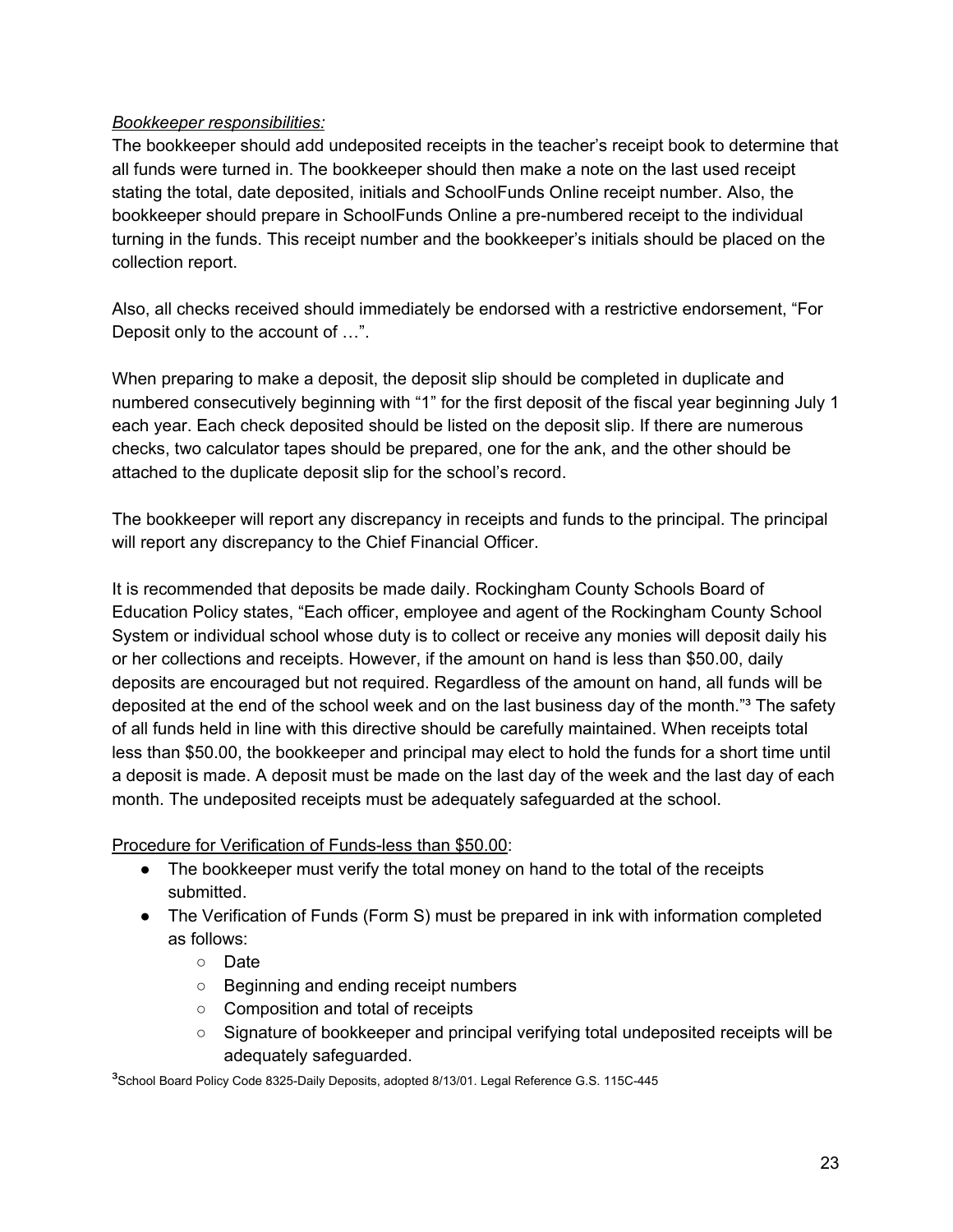*Bookkeeper responsibilities:*
The bookkeeper should add undeposited receipts in the teacher's receipt book to determine that all funds were turned in. The bookkeeper should then make a note on the last used receipt stating the total, date deposited, initials and SchoolFunds Online receipt number. Also, the bookkeeper should prepare in SchoolFunds Online a pre-numbered receipt to the individual turning in the funds. This receipt number and the bookkeeper's initials should be placed on the collection report.

Also, all checks received should immediately be endorsed with a restrictive endorsement, "For Deposit only to the account of …".

When preparing to make a deposit, the deposit slip should be completed in duplicate and numbered consecutively beginning with "1" for the first deposit of the fiscal year beginning July 1 each year. Each check deposited should be listed on the deposit slip. If there are numerous checks, two calculator tapes should be prepared, one for the ank, and the other should be attached to the duplicate deposit slip for the school's record.

The bookkeeper will report any discrepancy in receipts and funds to the principal. The principal will report any discrepancy to the Chief Financial Officer.

It is recommended that deposits be made daily. Rockingham County Schools Board of Education Policy states, "Each officer, employee and agent of the Rockingham County School System or individual school whose duty is to collect or receive any monies will deposit daily his or her collections and receipts. However, if the amount on hand is less than $50.00, daily deposits are encouraged but not required. Regardless of the amount on hand, all funds will be deposited at the end of the school week and on the last business day of the month."[3] The safety of all funds held in line with this directive should be carefully maintained. When receipts total less than $50.00, the bookkeeper and principal may elect to hold the funds for a short time until a deposit is made. A deposit must be made on the last day of the week and the last day of each month. The undeposited receipts must be adequately safeguarded at the school.

Procedure for Verification of Funds-less than $50.00:

- The bookkeeper must verify the total money on hand to the total of the receipts submitted.
- The Verification of Funds (Form S) must be prepared in ink with information completed as follows:
  - Date
  - Beginning and ending receipt numbers
  - Composition and total of receipts
  - Signature of bookkeeper and principal verifying total undeposited receipts will be adequately safeguarded.

[3]School Board Policy Code 8325-Daily Deposits, adopted 8/13/01. Legal Reference G.S. 115C-445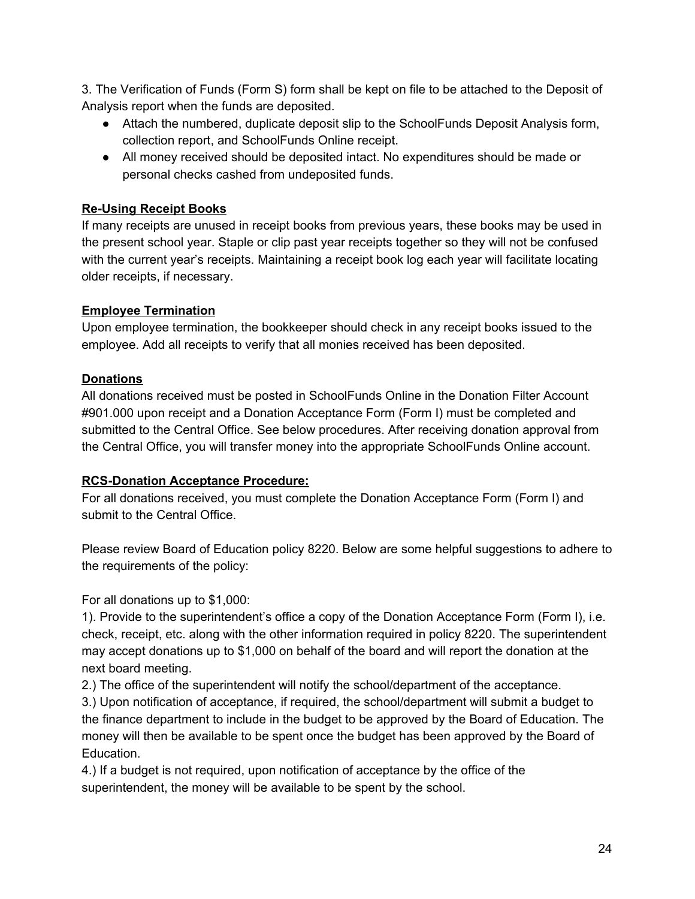3. The Verification of Funds (Form S) form shall be kept on file to be attached to the Deposit of Analysis report when the funds are deposited.

- Attach the numbered, duplicate deposit slip to the SchoolFunds Deposit Analysis form, collection report, and SchoolFunds Online receipt.
- All money received should be deposited intact. No expenditures should be made or personal checks cashed from undeposited funds.

**Re-Using Receipt Books**

If many receipts are unused in receipt books from previous years, these books may be used in the present school year. Staple or clip past year receipts together so they will not be confused with the current year's receipts. Maintaining a receipt book log each year will facilitate locating older receipts, if necessary.

**Employee Termination**

Upon employee termination, the bookkeeper should check in any receipt books issued to the employee. Add all receipts to verify that all monies received has been deposited.

**Donations**

All donations received must be posted in SchoolFunds Online in the Donation Filter Account #901.000 upon receipt and a Donation Acceptance Form (Form I) must be completed and submitted to the Central Office. See below procedures. After receiving donation approval from the Central Office, you will transfer money into the appropriate SchoolFunds Online account.

**RCS-Donation Acceptance Procedure:**

For all donations received, you must complete the Donation Acceptance Form (Form I) and submit to the Central Office.

Please review Board of Education policy 8220. Below are some helpful suggestions to adhere to the requirements of the policy:

For all donations up to $1,000:

1). Provide to the superintendent's office a copy of the Donation Acceptance Form (Form I), i.e. check, receipt, etc. along with the other information required in policy 8220. The superintendent may accept donations up to $1,000 on behalf of the board and will report the donation at the next board meeting.

2.) The office of the superintendent will notify the school/department of the acceptance.

3.) Upon notification of acceptance, if required, the school/department will submit a budget to the finance department to include in the budget to be approved by the Board of Education. The money will then be available to be spent once the budget has been approved by the Board of Education.

4.) If a budget is not required, upon notification of acceptance by the office of the superintendent, the money will be available to be spent by the school.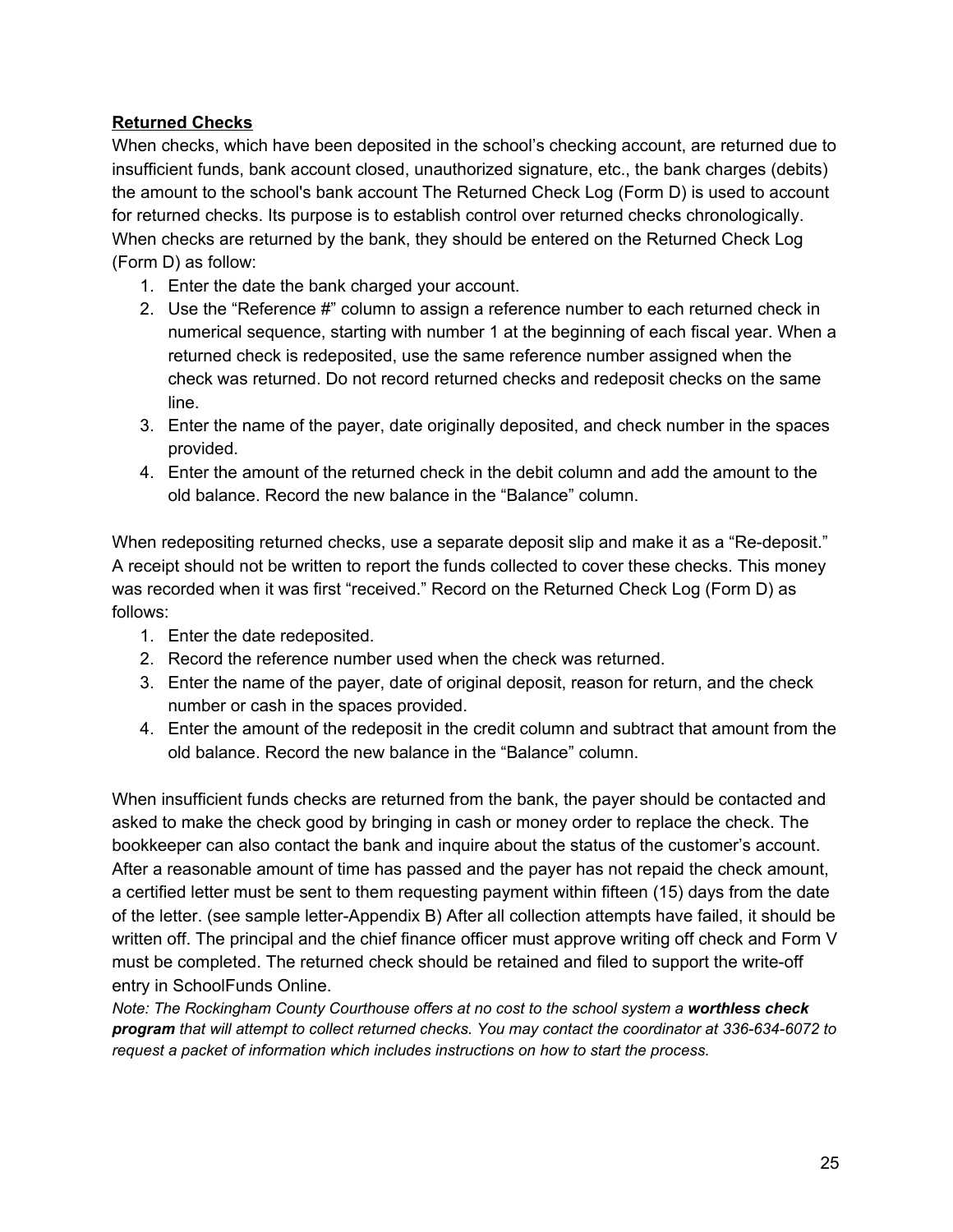**Returned Checks**

When checks, which have been deposited in the school's checking account, are returned due to insufficient funds, bank account closed, unauthorized signature, etc., the bank charges (debits) the amount to the school's bank account The Returned Check Log (Form D) is used to account for returned checks. Its purpose is to establish control over returned checks chronologically. When checks are returned by the bank, they should be entered on the Returned Check Log (Form D) as follow:

1. Enter the date the bank charged your account.
2. Use the "Reference #" column to assign a reference number to each returned check in numerical sequence, starting with number 1 at the beginning of each fiscal year. When a returned check is redeposited, use the same reference number assigned when the check was returned. Do not record returned checks and redeposit checks on the same line.
3. Enter the name of the payer, date originally deposited, and check number in the spaces provided.
4. Enter the amount of the returned check in the debit column and add the amount to the old balance. Record the new balance in the "Balance" column.

When redepositing returned checks, use a separate deposit slip and make it as a "Re-deposit." A receipt should not be written to report the funds collected to cover these checks. This money was recorded when it was first "received." Record on the Returned Check Log (Form D) as follows:

1. Enter the date redeposited.
2. Record the reference number used when the check was returned.
3. Enter the name of the payer, date of original deposit, reason for return, and the check number or cash in the spaces provided.
4. Enter the amount of the redeposit in the credit column and subtract that amount from the old balance. Record the new balance in the "Balance" column.

When insufficient funds checks are returned from the bank, the payer should be contacted and asked to make the check good by bringing in cash or money order to replace the check. The bookkeeper can also contact the bank and inquire about the status of the customer's account. After a reasonable amount of time has passed and the payer has not repaid the check amount, a certified letter must be sent to them requesting payment within fifteen (15) days from the date of the letter. (see sample letter-Appendix B) After all collection attempts have failed, it should be written off. The principal and the chief finance officer must approve writing off check and Form V must be completed. The returned check should be retained and filed to support the write-off entry in SchoolFunds Online.

*Note: The Rockingham County Courthouse offers at no cost to the school system a **worthless check program** that will attempt to collect returned checks. You may contact the coordinator at 336-634-6072 to request a packet of information which includes instructions on how to start the process.*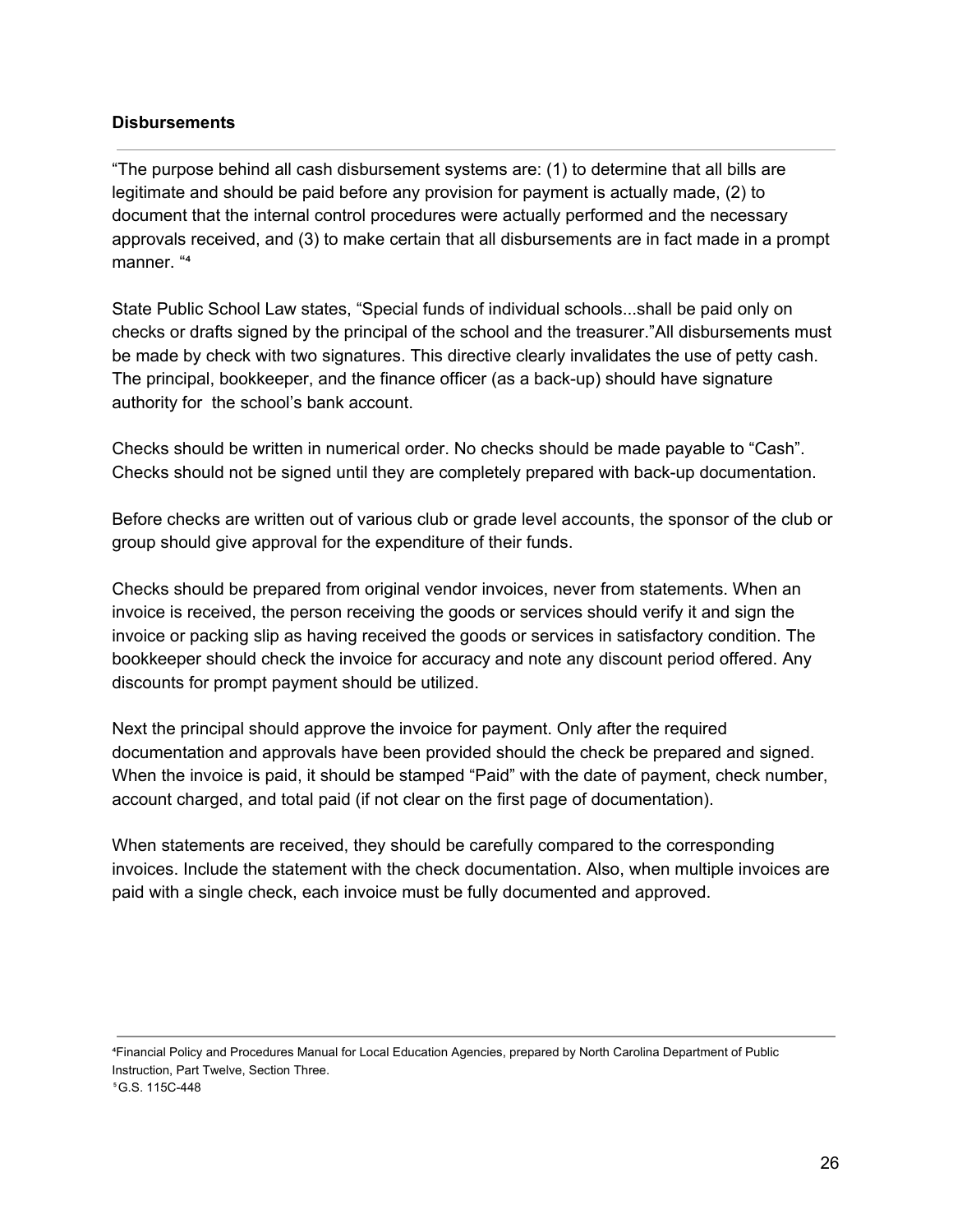**Disbursements**

"The purpose behind all cash disbursement systems are: (1) to determine that all bills are legitimate and should be paid before any provision for payment is actually made, (2) to document that the internal control procedures were actually performed and the necessary approvals received, and (3) to make certain that all disbursements are in fact made in a prompt manner. "[4]

State Public School Law states, "Special funds of individual schools...shall be paid only on checks or drafts signed by the principal of the school and the treasurer."All disbursements must be made by check with two signatures. This directive clearly invalidates the use of petty cash. The principal, bookkeeper, and the finance officer (as a back-up) should have signature authority for the school's bank account.

Checks should be written in numerical order. No checks should be made payable to "Cash". Checks should not be signed until they are completely prepared with back-up documentation.

Before checks are written out of various club or grade level accounts, the sponsor of the club or group should give approval for the expenditure of their funds.

Checks should be prepared from original vendor invoices, never from statements. When an invoice is received, the person receiving the goods or services should verify it and sign the invoice or packing slip as having received the goods or services in satisfactory condition. The bookkeeper should check the invoice for accuracy and note any discount period offered. Any discounts for prompt payment should be utilized.

Next the principal should approve the invoice for payment. Only after the required documentation and approvals have been provided should the check be prepared and signed. When the invoice is paid, it should be stamped "Paid" with the date of payment, check number, account charged, and total paid (if not clear on the first page of documentation).

When statements are received, they should be carefully compared to the corresponding invoices. Include the statement with the check documentation. Also, when multiple invoices are paid with a single check, each invoice must be fully documented and approved.

---

[4]Financial Policy and Procedures Manual for Local Education Agencies, prepared by North Carolina Department of Public Instruction, Part Twelve, Section Three.

[5]G.S. 115C-448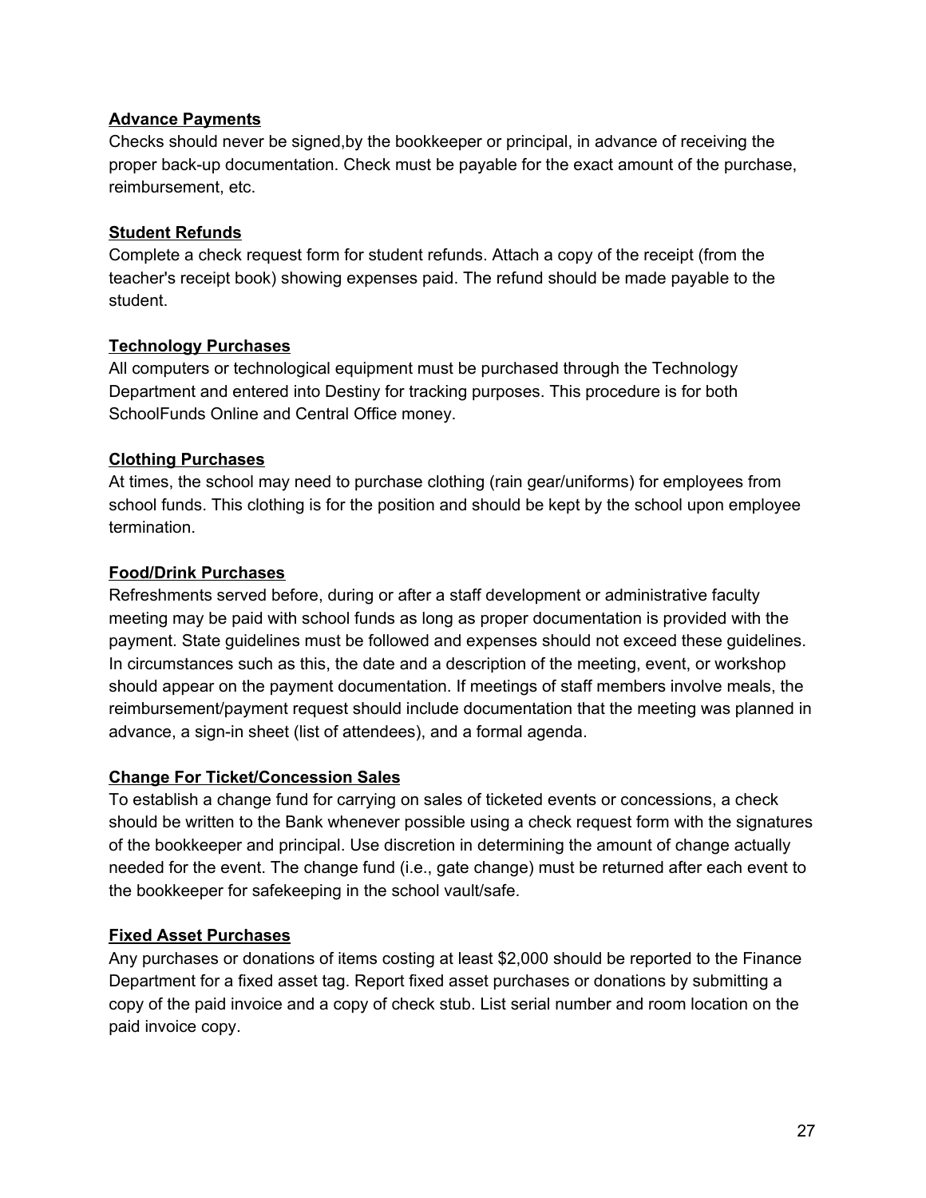**Advance Payments**

Checks should never be signed,by the bookkeeper or principal, in advance of receiving the proper back-up documentation. Check must be payable for the exact amount of the purchase, reimbursement, etc.

**Student Refunds**

Complete a check request form for student refunds. Attach a copy of the receipt (from the teacher's receipt book) showing expenses paid. The refund should be made payable to the student.

**Technology Purchases**

All computers or technological equipment must be purchased through the Technology Department and entered into Destiny for tracking purposes. This procedure is for both SchoolFunds Online and Central Office money.

**Clothing Purchases**

At times, the school may need to purchase clothing (rain gear/uniforms) for employees from school funds. This clothing is for the position and should be kept by the school upon employee termination.

**Food/Drink Purchases**

Refreshments served before, during or after a staff development or administrative faculty meeting may be paid with school funds as long as proper documentation is provided with the payment. State guidelines must be followed and expenses should not exceed these guidelines. In circumstances such as this, the date and a description of the meeting, event, or workshop should appear on the payment documentation. If meetings of staff members involve meals, the reimbursement/payment request should include documentation that the meeting was planned in advance, a sign-in sheet (list of attendees), and a formal agenda.

**Change For Ticket/Concession Sales**

To establish a change fund for carrying on sales of ticketed events or concessions, a check should be written to the Bank whenever possible using a check request form with the signatures of the bookkeeper and principal. Use discretion in determining the amount of change actually needed for the event. The change fund (i.e., gate change) must be returned after each event to the bookkeeper for safekeeping in the school vault/safe.

**Fixed Asset Purchases**

Any purchases or donations of items costing at least $2,000 should be reported to the Finance Department for a fixed asset tag. Report fixed asset purchases or donations by submitting a copy of the paid invoice and a copy of check stub. List serial number and room location on the paid invoice copy.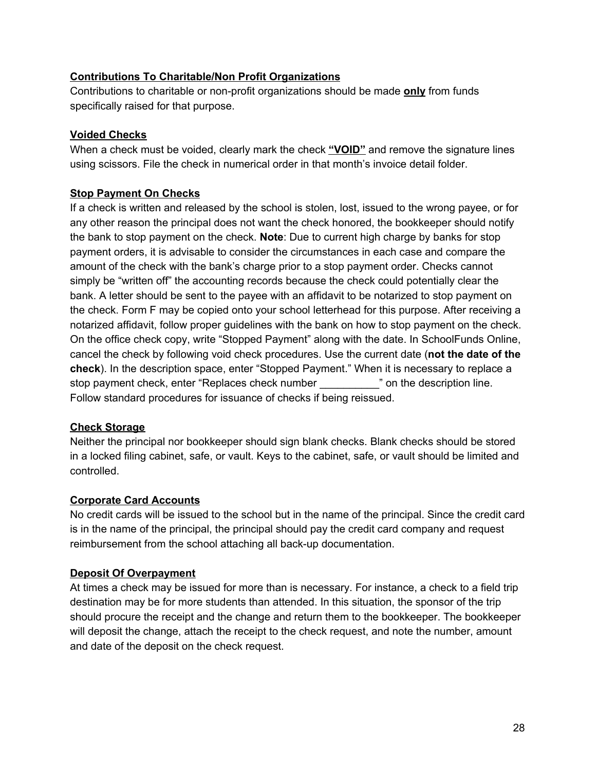**<u>Contributions To Charitable/Non Profit Organizations</u>**

Contributions to charitable or non-profit organizations should be made **<u>only</u>** from funds specifically raised for that purpose.

**<u>Voided Checks</u>**

When a check must be voided, clearly mark the check **<u>"VOID"</u>** and remove the signature lines using scissors. File the check in numerical order in that month's invoice detail folder.

**<u>Stop Payment On Checks</u>**

If a check is written and released by the school is stolen, lost, issued to the wrong payee, or for any other reason the principal does not want the check honored, the bookkeeper should notify the bank to stop payment on the check. **Note**: Due to current high charge by banks for stop payment orders, it is advisable to consider the circumstances in each case and compare the amount of the check with the bank's charge prior to a stop payment order. Checks cannot simply be "written off" the accounting records because the check could potentially clear the bank. A letter should be sent to the payee with an affidavit to be notarized to stop payment on the check. Form F may be copied onto your school letterhead for this purpose. After receiving a notarized affidavit, follow proper guidelines with the bank on how to stop payment on the check. On the office check copy, write "Stopped Payment" along with the date. In SchoolFunds Online, cancel the check by following void check procedures. Use the current date (**not the date of the check**). In the description space, enter "Stopped Payment." When it is necessary to replace a stop payment check, enter "Replaces check number __________" on the description line. Follow standard procedures for issuance of checks if being reissued.

**<u>Check Storage</u>**

Neither the principal nor bookkeeper should sign blank checks. Blank checks should be stored in a locked filing cabinet, safe, or vault. Keys to the cabinet, safe, or vault should be limited and controlled.

**<u>Corporate Card Accounts</u>**

No credit cards will be issued to the school but in the name of the principal. Since the credit card is in the name of the principal, the principal should pay the credit card company and request reimbursement from the school attaching all back-up documentation.

**<u>Deposit Of Overpayment</u>**

At times a check may be issued for more than is necessary. For instance, a check to a field trip destination may be for more students than attended. In this situation, the sponsor of the trip should procure the receipt and the change and return them to the bookkeeper. The bookkeeper will deposit the change, attach the receipt to the check request, and note the number, amount and date of the deposit on the check request.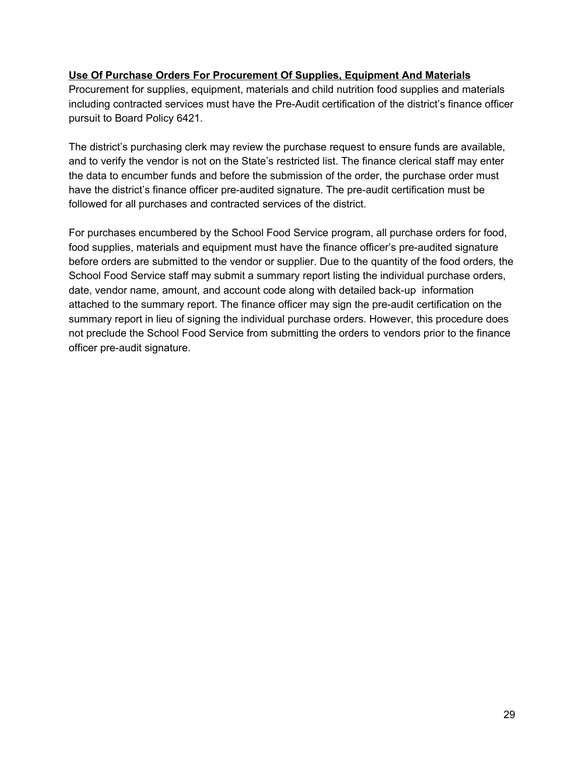**<u>Use Of Purchase Orders For Procurement Of Supplies, Equipment And Materials</u>**

Procurement for supplies, equipment, materials and child nutrition food supplies and materials including contracted services must have the Pre-Audit certification of the district's finance officer pursuit to Board Policy 6421.

The district's purchasing clerk may review the purchase request to ensure funds are available, and to verify the vendor is not on the State's restricted list. The finance clerical staff may enter the data to encumber funds and before the submission of the order, the purchase order must have the district's finance officer pre-audited signature. The pre-audit certification must be followed for all purchases and contracted services of the district.

For purchases encumbered by the School Food Service program, all purchase orders for food, food supplies, materials and equipment must have the finance officer's pre-audited signature before orders are submitted to the vendor or supplier. Due to the quantity of the food orders, the School Food Service staff may submit a summary report listing the individual purchase orders, date, vendor name, amount, and account code along with detailed back-up information attached to the summary report. The finance officer may sign the pre-audit certification on the summary report in lieu of signing the individual purchase orders. However, this procedure does not preclude the School Food Service from submitting the orders to vendors prior to the finance officer pre-audit signature.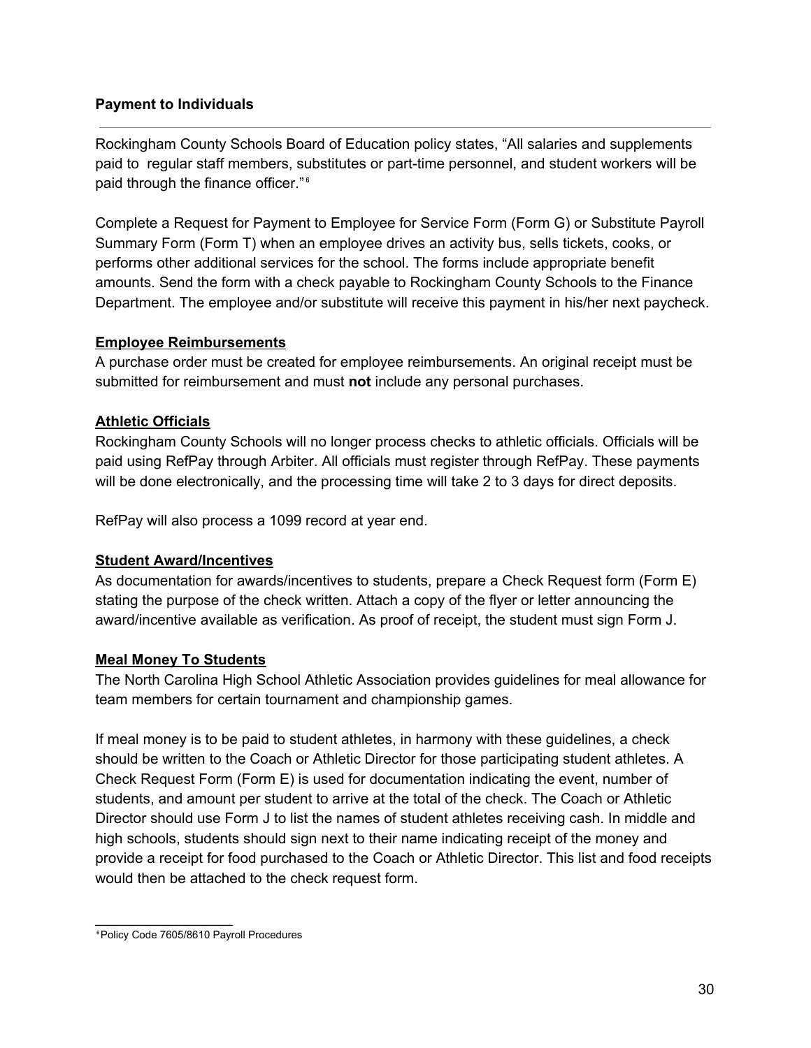### Payment to Individuals

---

Rockingham County Schools Board of Education policy states, "All salaries and supplements paid to regular staff members, substitutes or part-time personnel, and student workers will be paid through the finance officer."[6]

Complete a Request for Payment to Employee for Service Form (Form G) or Substitute Payroll Summary Form (Form T) when an employee drives an activity bus, sells tickets, cooks, or performs other additional services for the school. The forms include appropriate benefit amounts. Send the form with a check payable to Rockingham County Schools to the Finance Department. The employee and/or substitute will receive this payment in his/her next paycheck.

#### Employee Reimbursements

A purchase order must be created for employee reimbursements. An original receipt must be submitted for reimbursement and must **not** include any personal purchases.

#### Athletic Officials

Rockingham County Schools will no longer process checks to athletic officials. Officials will be paid using RefPay through Arbiter. All officials must register through RefPay. These payments will be done electronically, and the processing time will take 2 to 3 days for direct deposits.

RefPay will also process a 1099 record at year end.

#### Student Award/Incentives

As documentation for awards/incentives to students, prepare a Check Request form (Form E) stating the purpose of the check written. Attach a copy of the flyer or letter announcing the award/incentive available as verification. As proof of receipt, the student must sign Form J.

#### Meal Money To Students

The North Carolina High School Athletic Association provides guidelines for meal allowance for team members for certain tournament and championship games.

If meal money is to be paid to student athletes, in harmony with these guidelines, a check should be written to the Coach or Athletic Director for those participating student athletes. A Check Request Form (Form E) is used for documentation indicating the event, number of students, and amount per student to arrive at the total of the check. The Coach or Athletic Director should use Form J to list the names of student athletes receiving cash. In middle and high schools, students should sign next to their name indicating receipt of the money and provide a receipt for food purchased to the Coach or Athletic Director. This list and food receipts would then be attached to the check request form.

---

[6] Policy Code 7605/8610 Payroll Procedures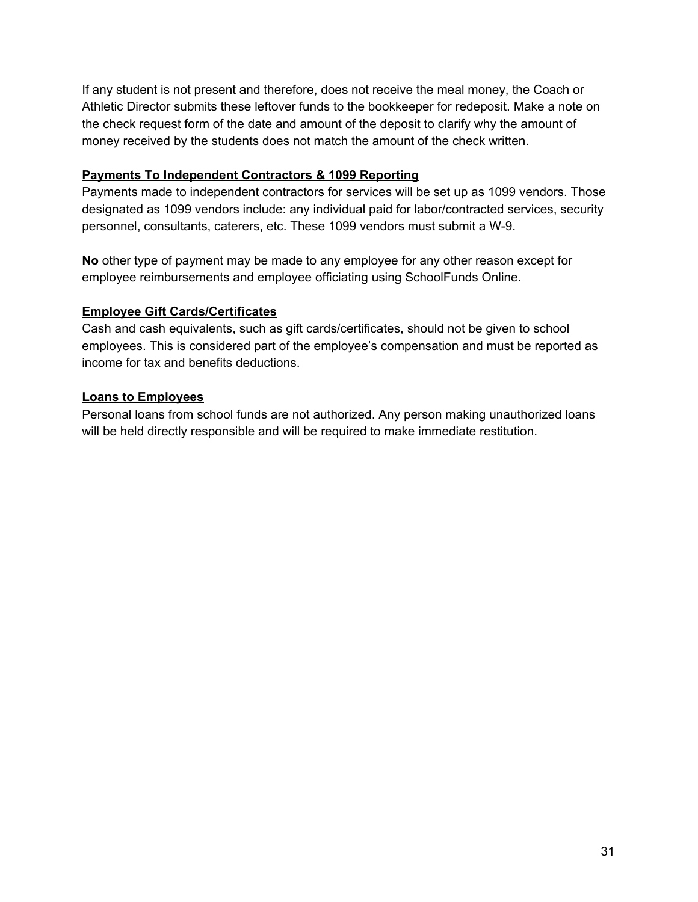If any student is not present and therefore, does not receive the meal money, the Coach or Athletic Director submits these leftover funds to the bookkeeper for redeposit. Make a note on the check request form of the date and amount of the deposit to clarify why the amount of money received by the students does not match the amount of the check written.

**Payments To Independent Contractors & 1099 Reporting**

Payments made to independent contractors for services will be set up as 1099 vendors. Those designated as 1099 vendors include: any individual paid for labor/contracted services, security personnel, consultants, caterers, etc. These 1099 vendors must submit a W-9.

**No** other type of payment may be made to any employee for any other reason except for employee reimbursements and employee officiating using SchoolFunds Online.

**Employee Gift Cards/Certificates**

Cash and cash equivalents, such as gift cards/certificates, should not be given to school employees. This is considered part of the employee's compensation and must be reported as income for tax and benefits deductions.

**Loans to Employees**

Personal loans from school funds are not authorized. Any person making unauthorized loans will be held directly responsible and will be required to make immediate restitution.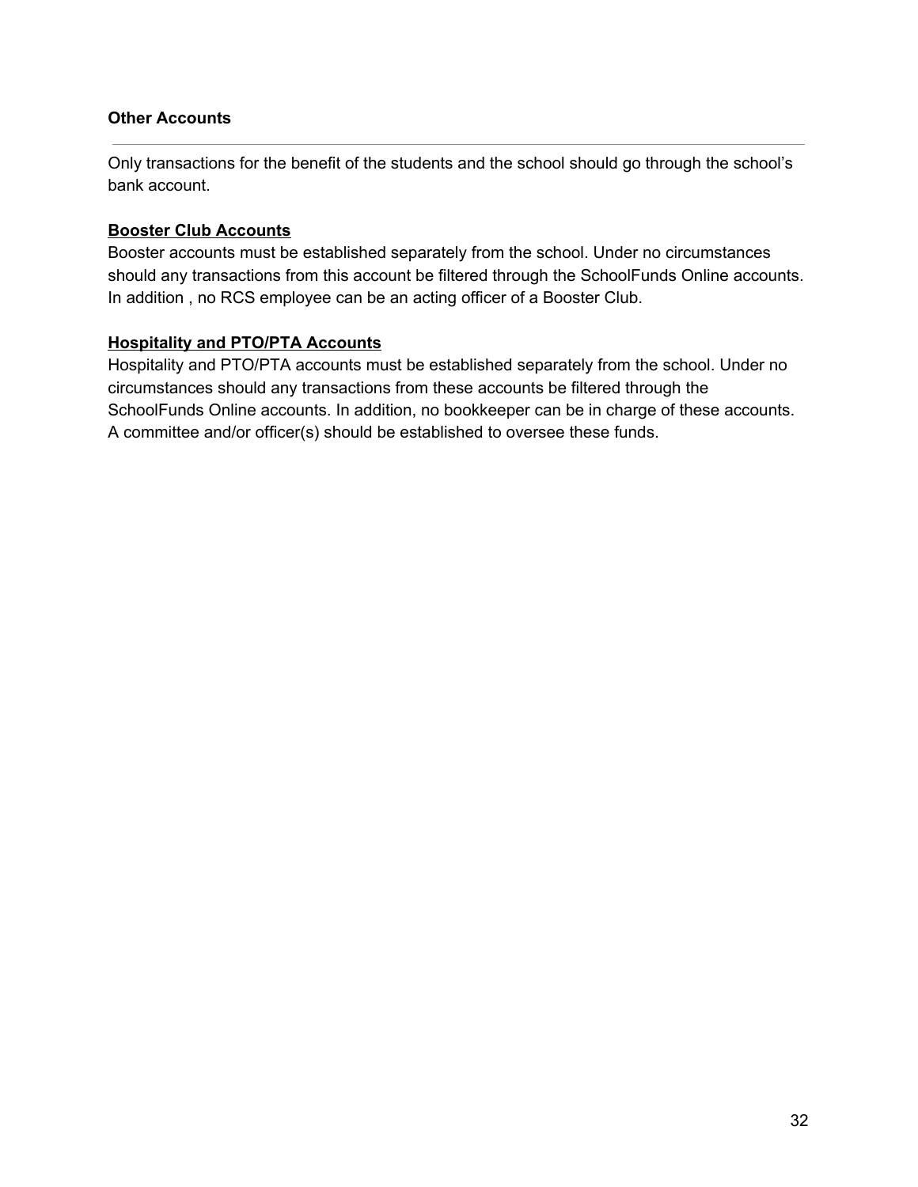## Other Accounts

---

Only transactions for the benefit of the students and the school should go through the school's bank account.

### Booster Club Accounts

Booster accounts must be established separately from the school. Under no circumstances should any transactions from this account be filtered through the SchoolFunds Online accounts. In addition , no RCS employee can be an acting officer of a Booster Club.

### Hospitality and PTO/PTA Accounts

Hospitality and PTO/PTA accounts must be established separately from the school. Under no circumstances should any transactions from these accounts be filtered through the SchoolFunds Online accounts. In addition, no bookkeeper can be in charge of these accounts. A committee and/or officer(s) should be established to oversee these funds.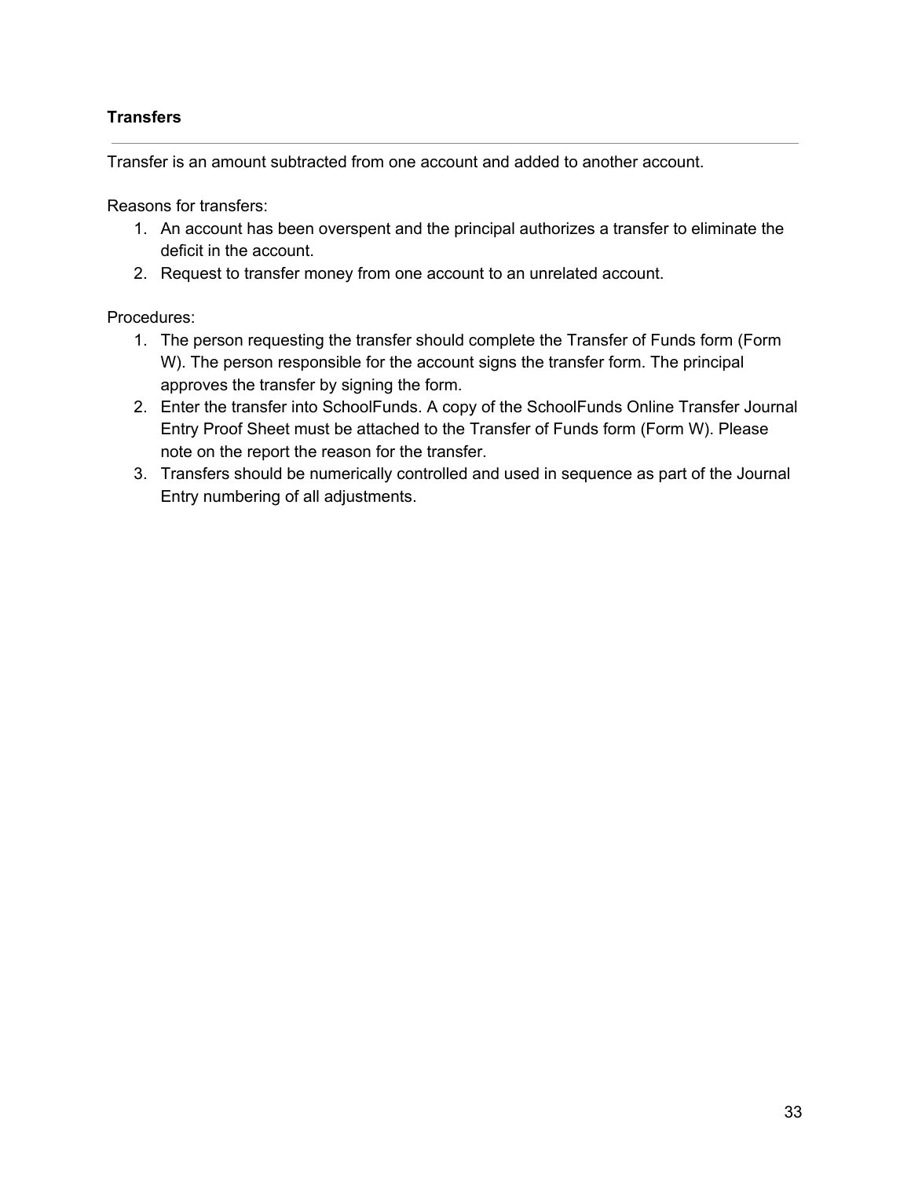## Transfers

---

Transfer is an amount subtracted from one account and added to another account.

Reasons for transfers:

1. An account has been overspent and the principal authorizes a transfer to eliminate the deficit in the account.
2. Request to transfer money from one account to an unrelated account.

Procedures:

1. The person requesting the transfer should complete the Transfer of Funds form (Form W). The person responsible for the account signs the transfer form. The principal approves the transfer by signing the form.
2. Enter the transfer into SchoolFunds. A copy of the SchoolFunds Online Transfer Journal Entry Proof Sheet must be attached to the Transfer of Funds form (Form W). Please note on the report the reason for the transfer.
3. Transfers should be numerically controlled and used in sequence as part of the Journal Entry numbering of all adjustments.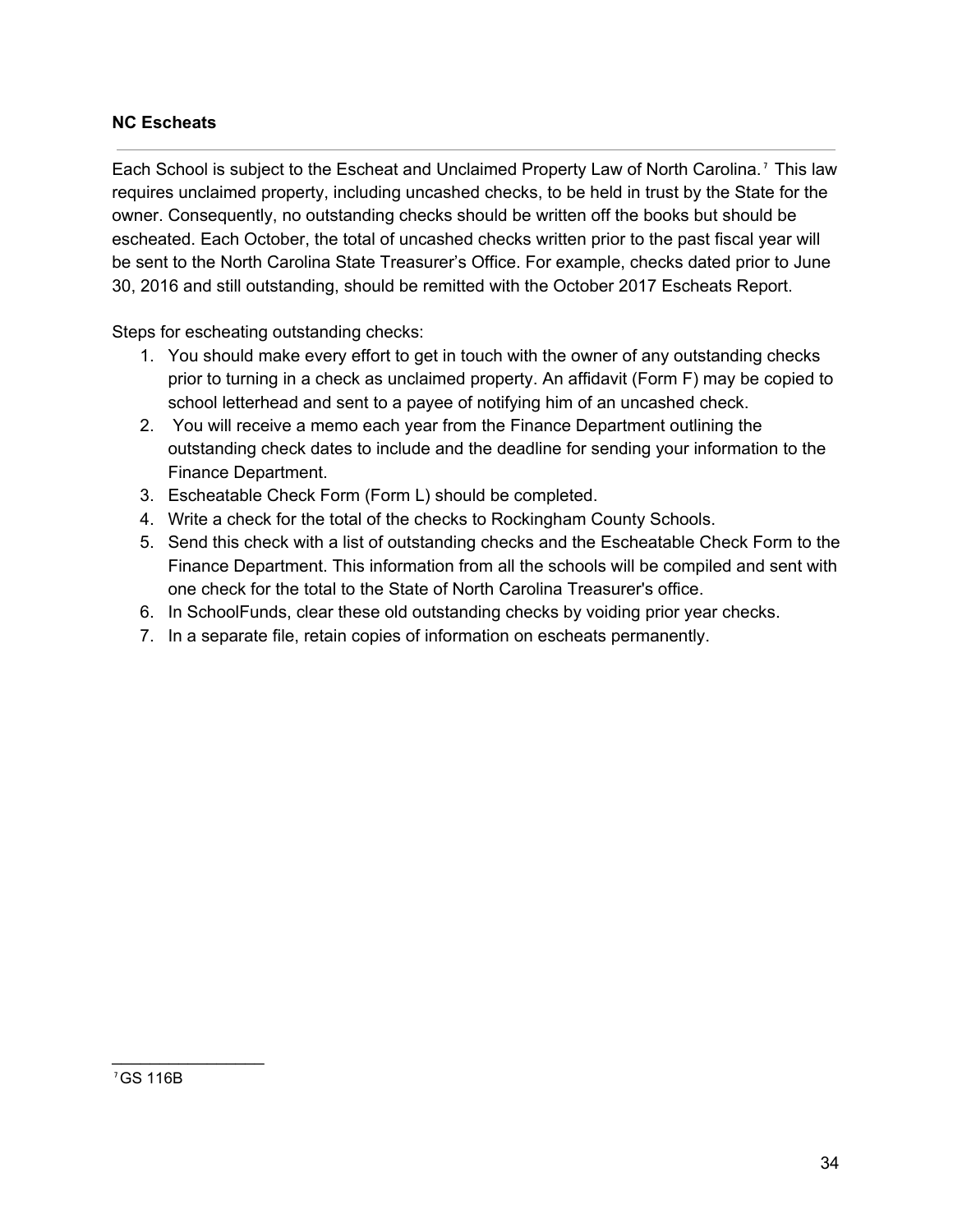### NC Escheats

Each School is subject to the Escheat and Unclaimed Property Law of North Carolina.[7] This law requires unclaimed property, including uncashed checks, to be held in trust by the State for the owner. Consequently, no outstanding checks should be written off the books but should be escheated. Each October, the total of uncashed checks written prior to the past fiscal year will be sent to the North Carolina State Treasurer's Office. For example, checks dated prior to June 30, 2016 and still outstanding, should be remitted with the October 2017 Escheats Report.

Steps for escheating outstanding checks:

1. You should make every effort to get in touch with the owner of any outstanding checks prior to turning in a check as unclaimed property. An affidavit (Form F) may be copied to school letterhead and sent to a payee of notifying him of an uncashed check.
2. You will receive a memo each year from the Finance Department outlining the outstanding check dates to include and the deadline for sending your information to the Finance Department.
3. Escheatable Check Form (Form L) should be completed.
4. Write a check for the total of the checks to Rockingham County Schools.
5. Send this check with a list of outstanding checks and the Escheatable Check Form to the Finance Department. This information from all the schools will be compiled and sent with one check for the total to the State of North Carolina Treasurer's office.
6. In SchoolFunds, clear these old outstanding checks by voiding prior year checks.
7. In a separate file, retain copies of information on escheats permanently.

---

[7] GS 116B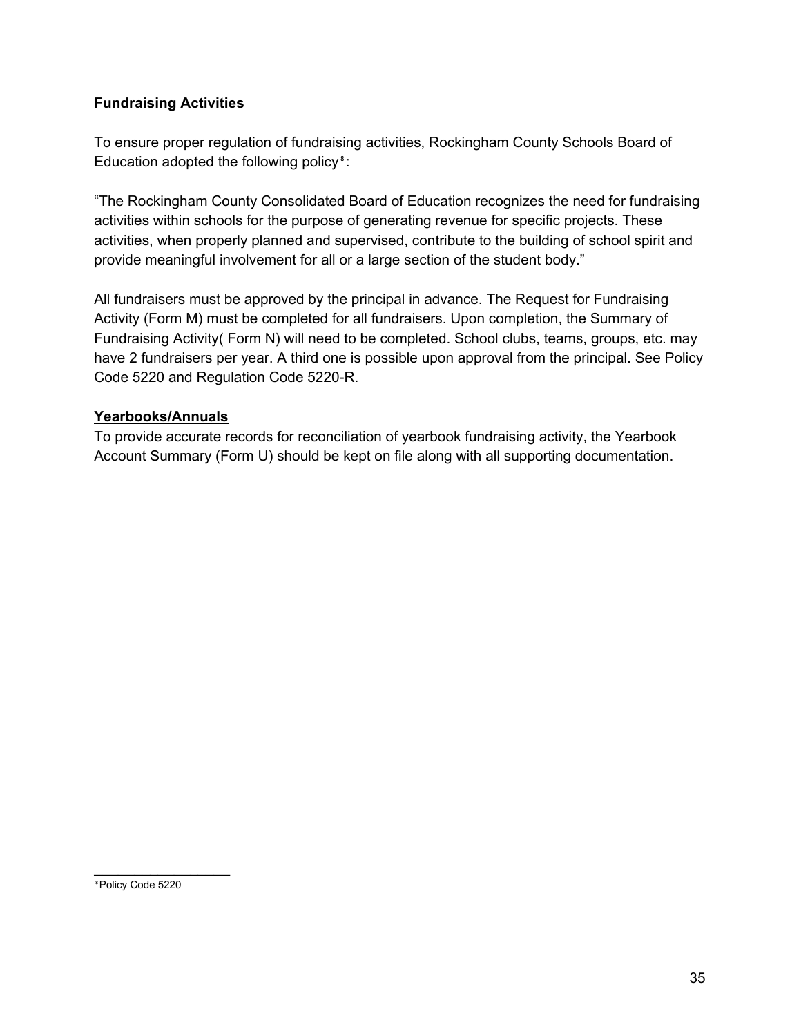**Fundraising Activities**

---

To ensure proper regulation of fundraising activities, Rockingham County Schools Board of Education adopted the following policy[8]:

"The Rockingham County Consolidated Board of Education recognizes the need for fundraising activities within schools for the purpose of generating revenue for specific projects. These activities, when properly planned and supervised, contribute to the building of school spirit and provide meaningful involvement for all or a large section of the student body."

All fundraisers must be approved by the principal in advance. The Request for Fundraising Activity (Form M) must be completed for all fundraisers. Upon completion, the Summary of Fundraising Activity( Form N) will need to be completed. School clubs, teams, groups, etc. may have 2 fundraisers per year. A third one is possible upon approval from the principal. See Policy Code 5220 and Regulation Code 5220-R.

**Yearbooks/Annuals**

To provide accurate records for reconciliation of yearbook fundraising activity, the Yearbook Account Summary (Form U) should be kept on file along with all supporting documentation.

---

[8] Policy Code 5220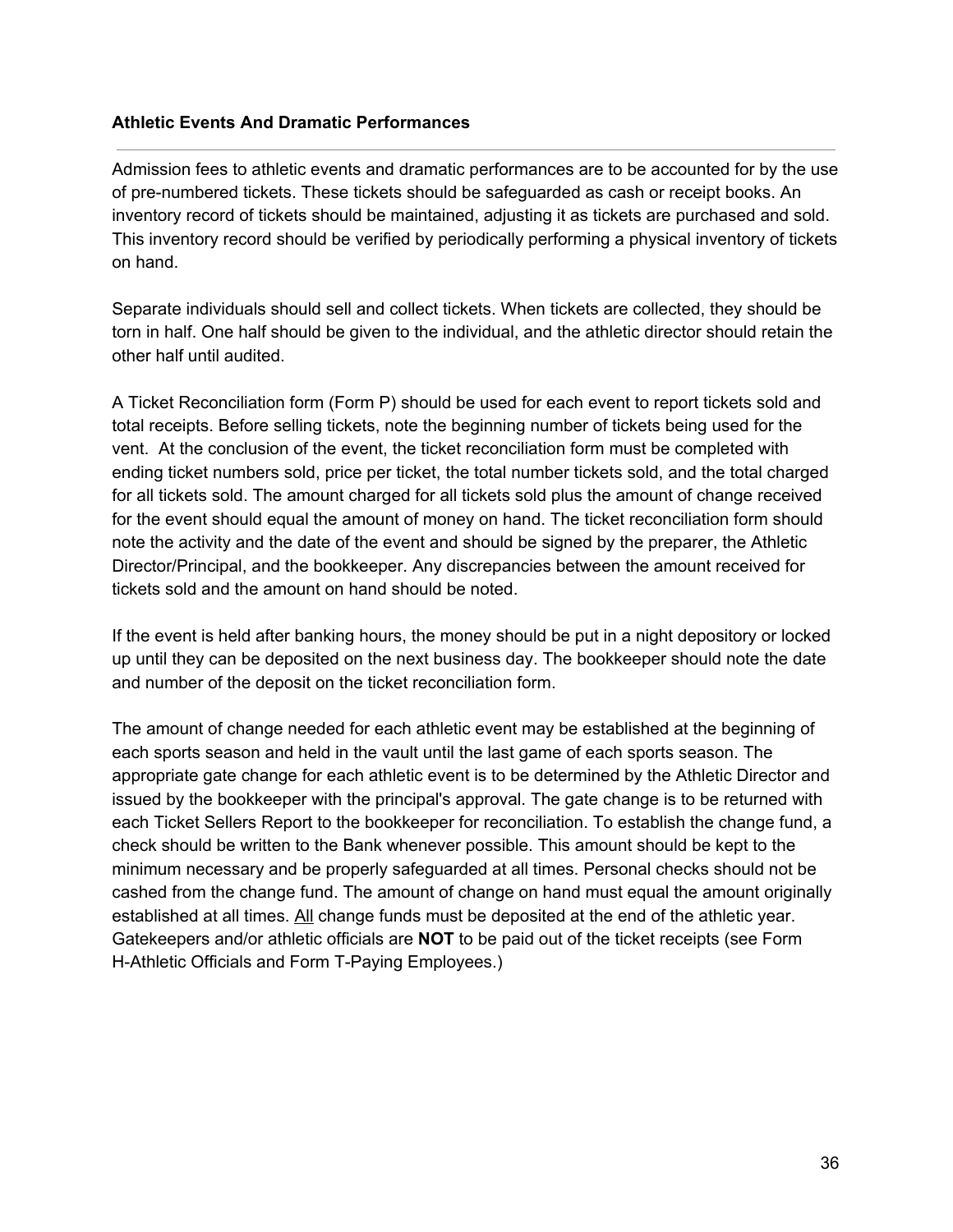**Athletic Events And Dramatic Performances**

---

Admission fees to athletic events and dramatic performances are to be accounted for by the use of pre-numbered tickets. These tickets should be safeguarded as cash or receipt books. An inventory record of tickets should be maintained, adjusting it as tickets are purchased and sold. This inventory record should be verified by periodically performing a physical inventory of tickets on hand.

Separate individuals should sell and collect tickets. When tickets are collected, they should be torn in half. One half should be given to the individual, and the athletic director should retain the other half until audited.

A Ticket Reconciliation form (Form P) should be used for each event to report tickets sold and total receipts. Before selling tickets, note the beginning number of tickets being used for the vent. At the conclusion of the event, the ticket reconciliation form must be completed with ending ticket numbers sold, price per ticket, the total number tickets sold, and the total charged for all tickets sold. The amount charged for all tickets sold plus the amount of change received for the event should equal the amount of money on hand. The ticket reconciliation form should note the activity and the date of the event and should be signed by the preparer, the Athletic Director/Principal, and the bookkeeper. Any discrepancies between the amount received for tickets sold and the amount on hand should be noted.

If the event is held after banking hours, the money should be put in a night depository or locked up until they can be deposited on the next business day. The bookkeeper should note the date and number of the deposit on the ticket reconciliation form.

The amount of change needed for each athletic event may be established at the beginning of each sports season and held in the vault until the last game of each sports season. The appropriate gate change for each athletic event is to be determined by the Athletic Director and issued by the bookkeeper with the principal's approval. The gate change is to be returned with each Ticket Sellers Report to the bookkeeper for reconciliation. To establish the change fund, a check should be written to the Bank whenever possible. This amount should be kept to the minimum necessary and be properly safeguarded at all times. Personal checks should not be cashed from the change fund. The amount of change on hand must equal the amount originally established at all times. All change funds must be deposited at the end of the athletic year. Gatekeepers and/or athletic officials are **NOT** to be paid out of the ticket receipts (see Form H-Athletic Officials and Form T-Paying Employees.)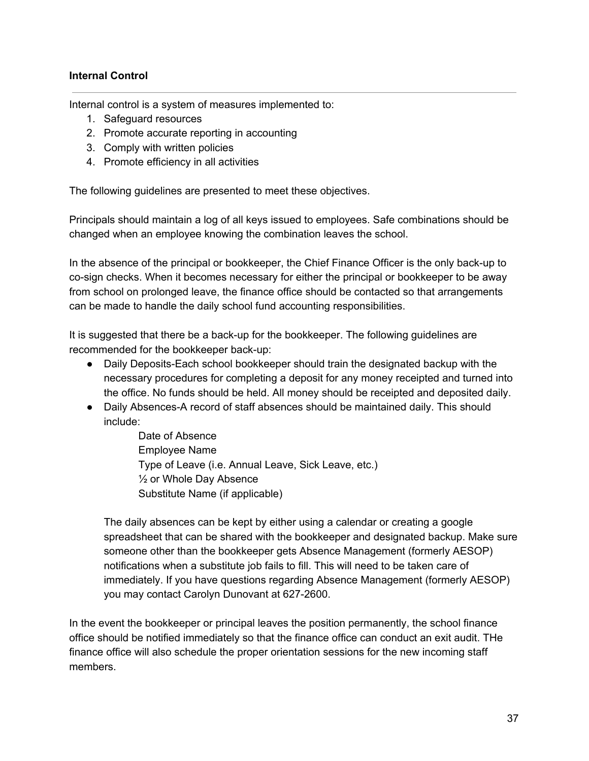**Internal Control**

---

Internal control is a system of measures implemented to:

1. Safeguard resources
2. Promote accurate reporting in accounting
3. Comply with written policies
4. Promote efficiency in all activities

The following guidelines are presented to meet these objectives.

Principals should maintain a log of all keys issued to employees. Safe combinations should be changed when an employee knowing the combination leaves the school.

In the absence of the principal or bookkeeper, the Chief Finance Officer is the only back-up to co-sign checks. When it becomes necessary for either the principal or bookkeeper to be away from school on prolonged leave, the finance office should be contacted so that arrangements can be made to handle the daily school fund accounting responsibilities.

It is suggested that there be a back-up for the bookkeeper. The following guidelines are recommended for the bookkeeper back-up:

- Daily Deposits-Each school bookkeeper should train the designated backup with the necessary procedures for completing a deposit for any money receipted and turned into the office. No funds should be held. All money should be receipted and deposited daily.
- Daily Absences-A record of staff absences should be maintained daily. This should include:

  Date of Absence
  Employee Name
  Type of Leave (i.e. Annual Leave, Sick Leave, etc.)
  ½ or Whole Day Absence
  Substitute Name (if applicable)

  The daily absences can be kept by either using a calendar or creating a google spreadsheet that can be shared with the bookkeeper and designated backup. Make sure someone other than the bookkeeper gets Absence Management (formerly AESOP) notifications when a substitute job fails to fill. This will need to be taken care of immediately. If you have questions regarding Absence Management (formerly AESOP) you may contact Carolyn Dunovant at 627-2600.

In the event the bookkeeper or principal leaves the position permanently, the school finance office should be notified immediately so that the finance office can conduct an exit audit. THe finance office will also schedule the proper orientation sessions for the new incoming staff members.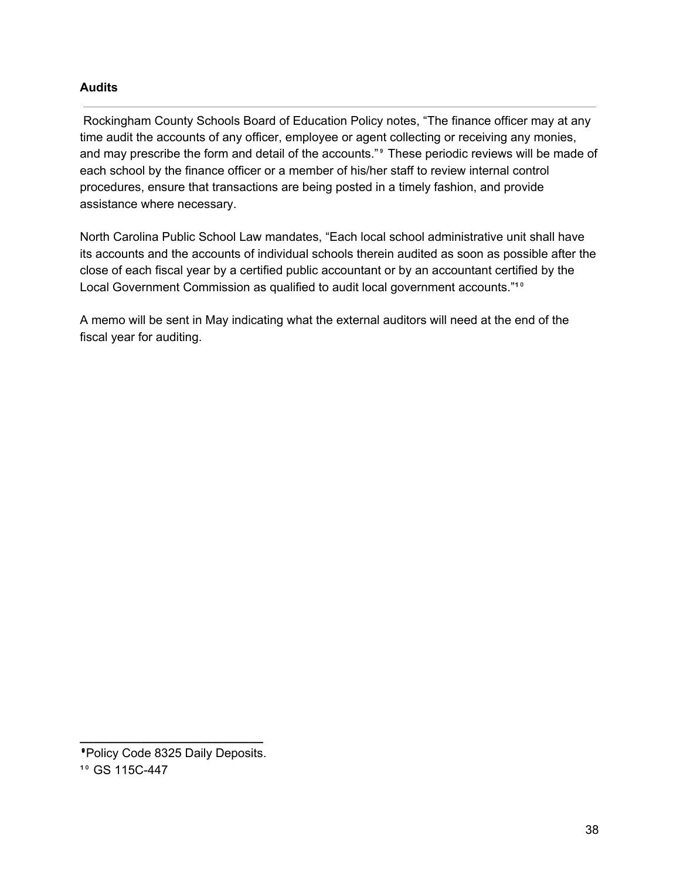**Audits**

---

Rockingham County Schools Board of Education Policy notes, "The finance officer may at any time audit the accounts of any officer, employee or agent collecting or receiving any monies, and may prescribe the form and detail of the accounts."[9] These periodic reviews will be made of each school by the finance officer or a member of his/her staff to review internal control procedures, ensure that transactions are being posted in a timely fashion, and provide assistance where necessary.

North Carolina Public School Law mandates, "Each local school administrative unit shall have its accounts and the accounts of individual schools therein audited as soon as possible after the close of each fiscal year by a certified public accountant or by an accountant certified by the Local Government Commission as qualified to audit local government accounts."[10]

A memo will be sent in May indicating what the external auditors will need at the end of the fiscal year for auditing.

---

[9] Policy Code 8325 Daily Deposits.

[10] GS 115C-447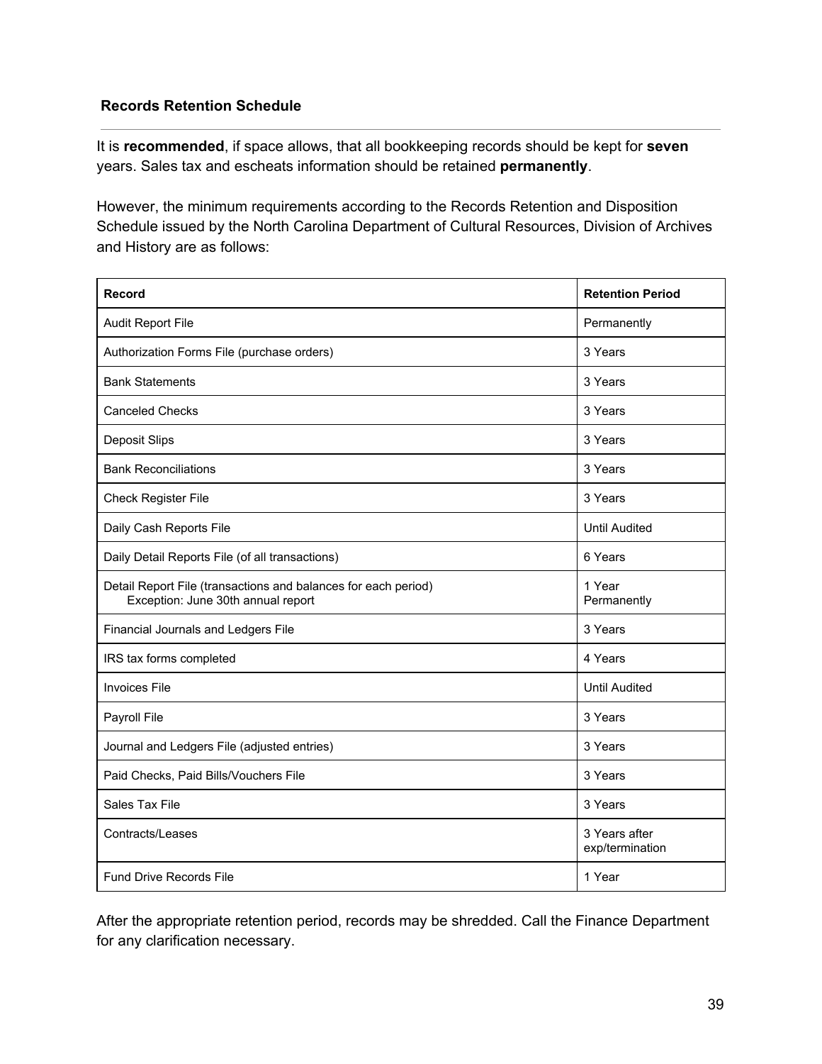### Records Retention Schedule

It is **recommended**, if space allows, that all bookkeeping records should be kept for **seven** years. Sales tax and escheats information should be retained **permanently**.

However, the minimum requirements according to the Records Retention and Disposition Schedule issued by the North Carolina Department of Cultural Resources, Division of Archives and History are as follows:

| **Record** | **Retention Period** |
|---|---|
| Audit Report File | Permanently |
| Authorization Forms File (purchase orders) | 3 Years |
| Bank Statements | 3 Years |
| Canceled Checks | 3 Years |
| Deposit Slips | 3 Years |
| Bank Reconciliations | 3 Years |
| Check Register File | 3 Years |
| Daily Cash Reports File | Until Audited |
| Daily Detail Reports File (of all transactions) | 6 Years |
| Detail Report File (transactions and balances for each period)<br>Exception: June 30th annual report | 1 Year<br>Permanently |
| Financial Journals and Ledgers File | 3 Years |
| IRS tax forms completed | 4 Years |
| Invoices File | Until Audited |
| Payroll File | 3 Years |
| Journal and Ledgers File (adjusted entries) | 3 Years |
| Paid Checks, Paid Bills/Vouchers File | 3 Years |
| Sales Tax File | 3 Years |
| Contracts/Leases | 3 Years after exp/termination |
| Fund Drive Records File | 1 Year |

After the appropriate retention period, records may be shredded. Call the Finance Department for any clarification necessary.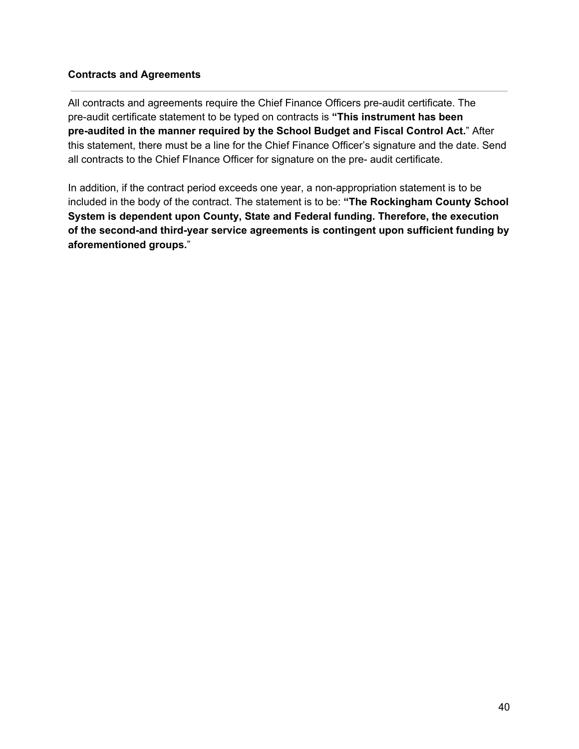### Contracts and Agreements

---

All contracts and agreements require the Chief Finance Officers pre-audit certificate. The pre-audit certificate statement to be typed on contracts is **"This instrument has been pre-audited in the manner required by the School Budget and Fiscal Control Act.**" After this statement, there must be a line for the Chief Finance Officer's signature and the date. Send all contracts to the Chief FInance Officer for signature on the pre- audit certificate.

In addition, if the contract period exceeds one year, a non-appropriation statement is to be included in the body of the contract. The statement is to be: **"The Rockingham County School System is dependent upon County, State and Federal funding. Therefore, the execution of the second-and third-year service agreements is contingent upon sufficient funding by aforementioned groups.**"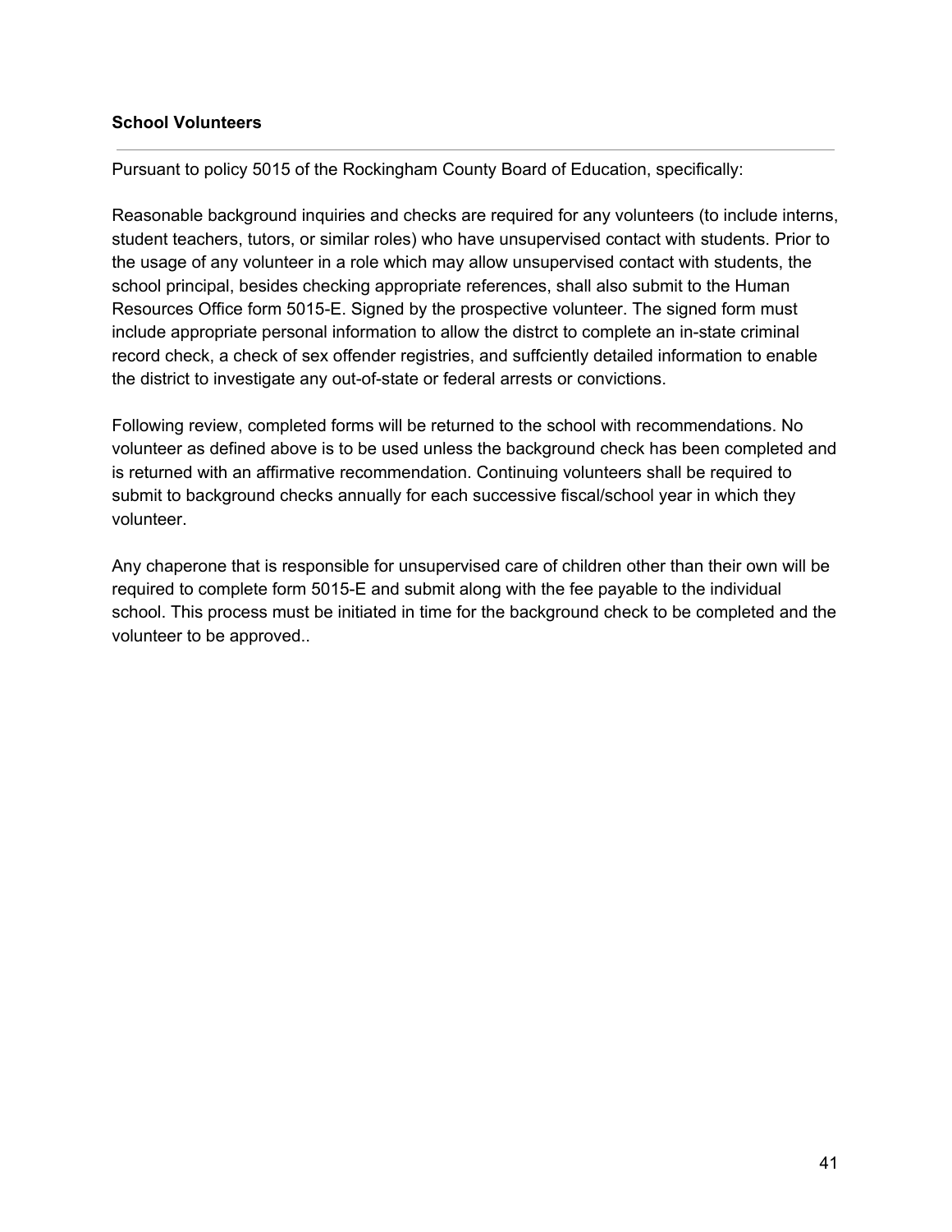**School Volunteers**

---

Pursuant to policy 5015 of the Rockingham County Board of Education, specifically:

Reasonable background inquiries and checks are required for any volunteers (to include interns, student teachers, tutors, or similar roles) who have unsupervised contact with students. Prior to the usage of any volunteer in a role which may allow unsupervised contact with students, the school principal, besides checking appropriate references, shall also submit to the Human Resources Office form 5015-E. Signed by the prospective volunteer. The signed form must include appropriate personal information to allow the distrct to complete an in-state criminal record check, a check of sex offender registries, and suffciently detailed information to enable the district to investigate any out-of-state or federal arrests or convictions.

Following review, completed forms will be returned to the school with recommendations. No volunteer as defined above is to be used unless the background check has been completed and is returned with an affirmative recommendation. Continuing volunteers shall be required to submit to background checks annually for each successive fiscal/school year in which they volunteer.

Any chaperone that is responsible for unsupervised care of children other than their own will be required to complete form 5015-E and submit along with the fee payable to the individual school. This process must be initiated in time for the background check to be completed and the volunteer to be approved..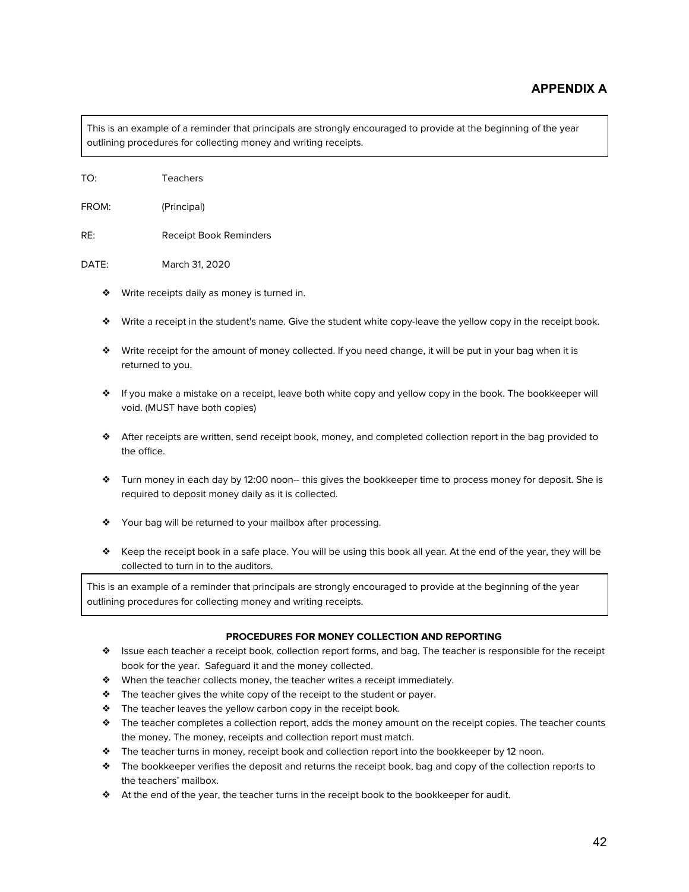## APPENDIX A

> This is an example of a reminder that principals are strongly encouraged to provide at the beginning of the year outlining procedures for collecting money and writing receipts.

TO: Teachers

FROM: (Principal)

RE: Receipt Book Reminders

DATE: March 31, 2020

- ❖ Write receipts daily as money is turned in.
- ❖ Write a receipt in the student's name. Give the student white copy-leave the yellow copy in the receipt book.
- ❖ Write receipt for the amount of money collected. If you need change, it will be put in your bag when it is returned to you.
- ❖ If you make a mistake on a receipt, leave both white copy and yellow copy in the book. The bookkeeper will void. (MUST have both copies)
- ❖ After receipts are written, send receipt book, money, and completed collection report in the bag provided to the office.
- ❖ Turn money in each day by 12:00 noon-- this gives the bookkeeper time to process money for deposit. She is required to deposit money daily as it is collected.
- ❖ Your bag will be returned to your mailbox after processing.
- ❖ Keep the receipt book in a safe place. You will be using this book all year. At the end of the year, they will be collected to turn in to the auditors.

> This is an example of a reminder that principals are strongly encouraged to provide at the beginning of the year outlining procedures for collecting money and writing receipts.

**PROCEDURES FOR MONEY COLLECTION AND REPORTING**

- ❖ Issue each teacher a receipt book, collection report forms, and bag. The teacher is responsible for the receipt book for the year. Safeguard it and the money collected.
- ❖ When the teacher collects money, the teacher writes a receipt immediately.
- ❖ The teacher gives the white copy of the receipt to the student or payer.
- ❖ The teacher leaves the yellow carbon copy in the receipt book.
- ❖ The teacher completes a collection report, adds the money amount on the receipt copies. The teacher counts the money. The money, receipts and collection report must match.
- ❖ The teacher turns in money, receipt book and collection report into the bookkeeper by 12 noon.
- ❖ The bookkeeper verifies the deposit and returns the receipt book, bag and copy of the collection reports to the teachers' mailbox.
- ❖ At the end of the year, the teacher turns in the receipt book to the bookkeeper for audit.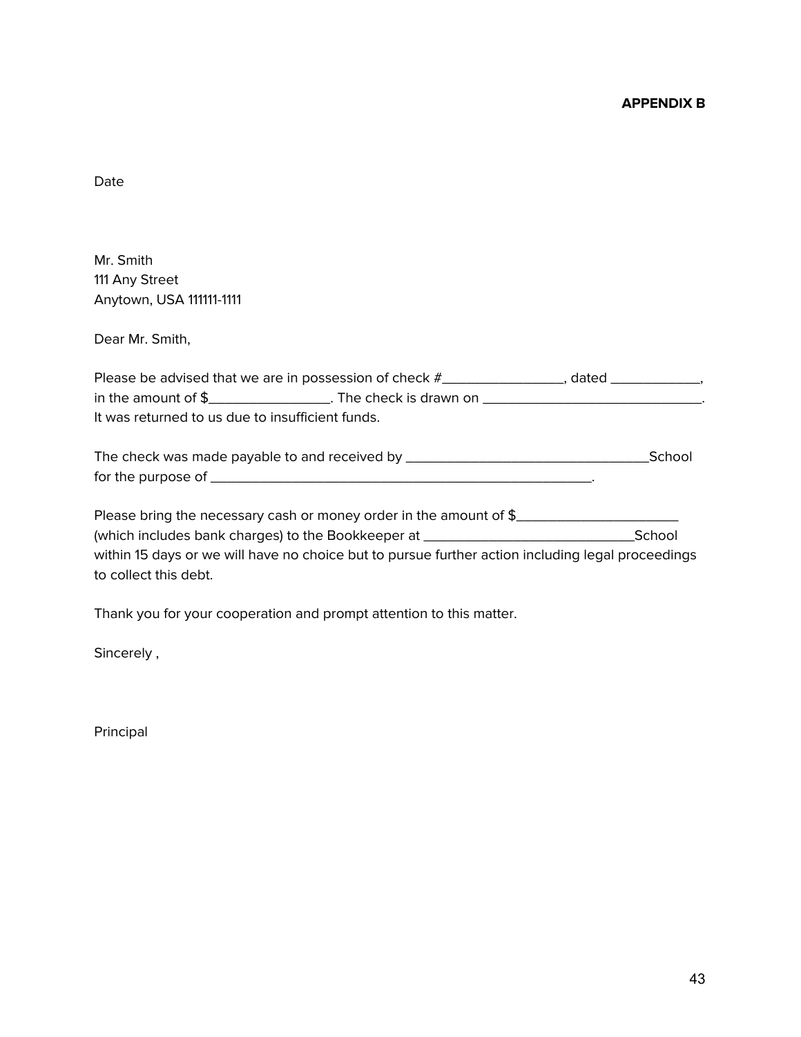**APPENDIX B**

Date

Mr. Smith
111 Any Street
Anytown, USA 111111-1111

Dear Mr. Smith,

Please be advised that we are in possession of check #________________, dated ____________, in the amount of $________________. The check is drawn on ______________________________. It was returned to us due to insufficient funds.

The check was made payable to and received by _________________________________School for the purpose of ____________________________________________________.

Please bring the necessary cash or money order in the amount of $______________________ (which includes bank charges) to the Bookkeeper at ____________________________School within 15 days or we will have no choice but to pursue further action including legal proceedings to collect this debt.

Thank you for your cooperation and prompt attention to this matter.

Sincerely ,

Principal